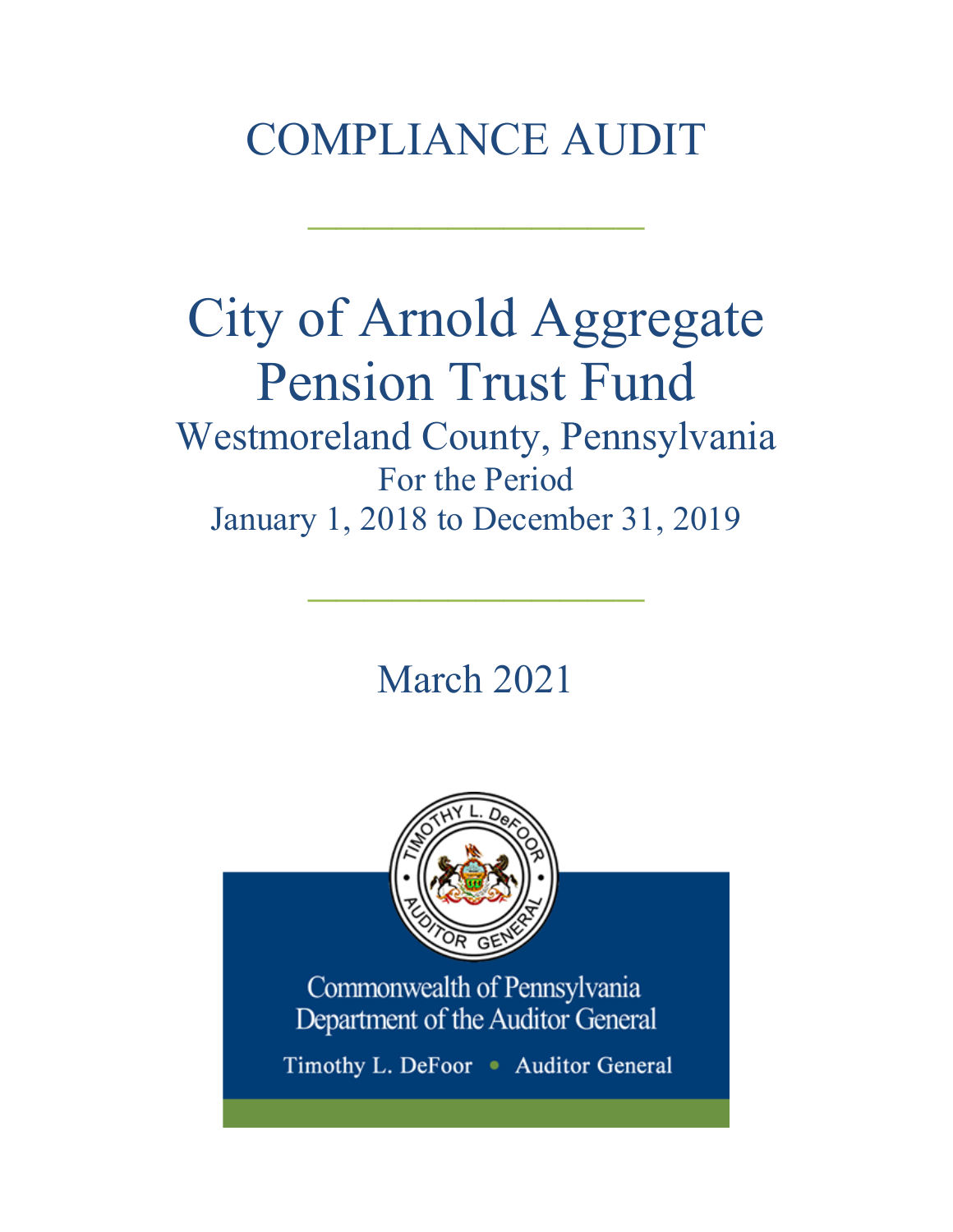# COMPLIANCE AUDIT

---

# City of Arnold Aggregate Pension Trust Fund

## Westmoreland County, Pennsylvania

For the Period

January 1, 2018 to December 31, 2019

---

March 2021

Commonwealth of Pennsylvania
Department of the Auditor General

Timothy L. DeFoor • Auditor General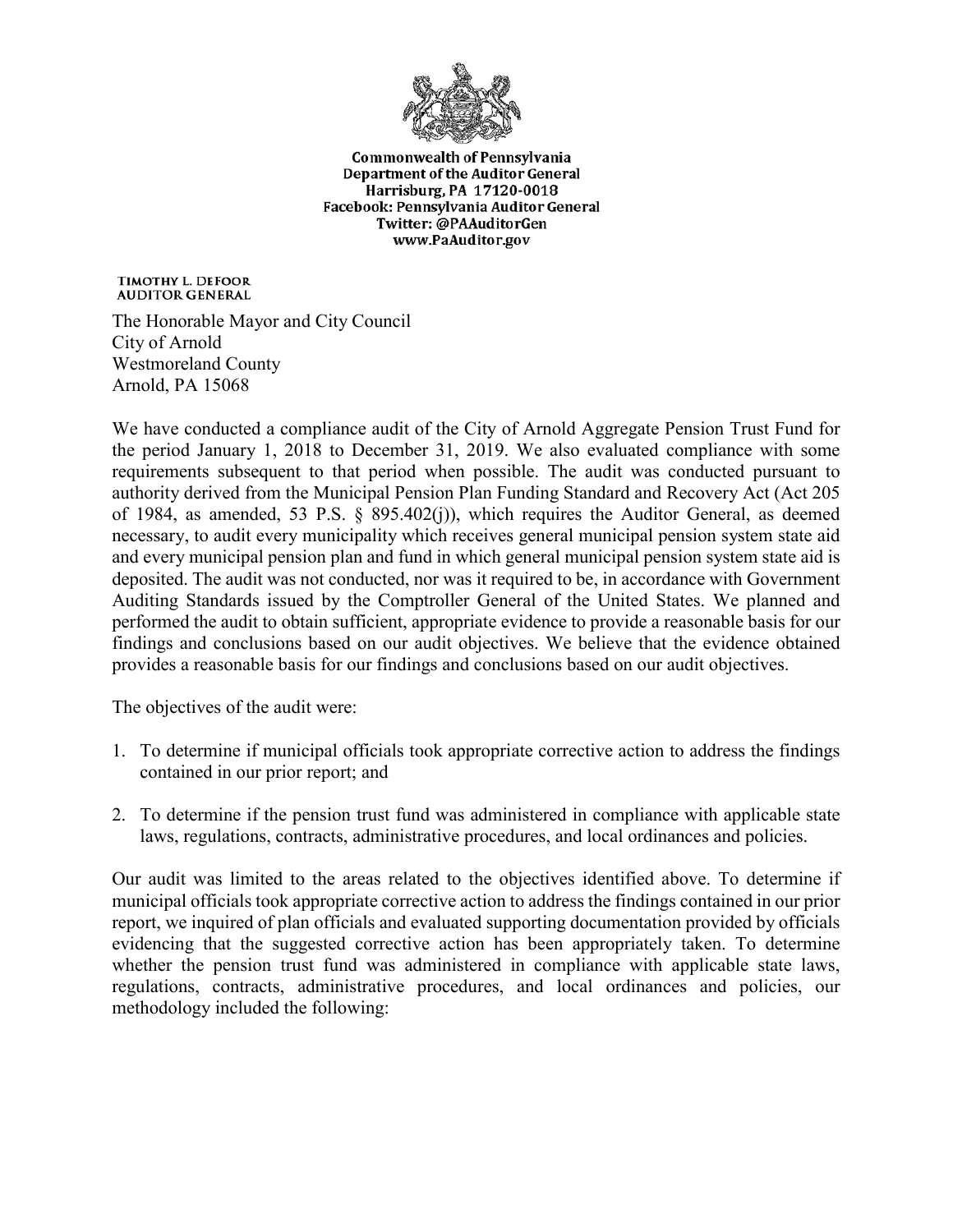Commonwealth of Pennsylvania
Department of the Auditor General
Harrisburg, PA 17120-0018
Facebook: Pennsylvania Auditor General
Twitter: @PAAuditorGen
www.PaAuditor.gov

TIMOTHY L. DEFOOR
AUDITOR GENERAL

The Honorable Mayor and City Council
City of Arnold
Westmoreland County
Arnold, PA 15068

We have conducted a compliance audit of the City of Arnold Aggregate Pension Trust Fund for the period January 1, 2018 to December 31, 2019. We also evaluated compliance with some requirements subsequent to that period when possible. The audit was conducted pursuant to authority derived from the Municipal Pension Plan Funding Standard and Recovery Act (Act 205 of 1984, as amended, 53 P.S. § 895.402(j)), which requires the Auditor General, as deemed necessary, to audit every municipality which receives general municipal pension system state aid and every municipal pension plan and fund in which general municipal pension system state aid is deposited. The audit was not conducted, nor was it required to be, in accordance with Government Auditing Standards issued by the Comptroller General of the United States. We planned and performed the audit to obtain sufficient, appropriate evidence to provide a reasonable basis for our findings and conclusions based on our audit objectives. We believe that the evidence obtained provides a reasonable basis for our findings and conclusions based on our audit objectives.

The objectives of the audit were:

1. To determine if municipal officials took appropriate corrective action to address the findings contained in our prior report; and

2. To determine if the pension trust fund was administered in compliance with applicable state laws, regulations, contracts, administrative procedures, and local ordinances and policies.

Our audit was limited to the areas related to the objectives identified above. To determine if municipal officials took appropriate corrective action to address the findings contained in our prior report, we inquired of plan officials and evaluated supporting documentation provided by officials evidencing that the suggested corrective action has been appropriately taken. To determine whether the pension trust fund was administered in compliance with applicable state laws, regulations, contracts, administrative procedures, and local ordinances and policies, our methodology included the following: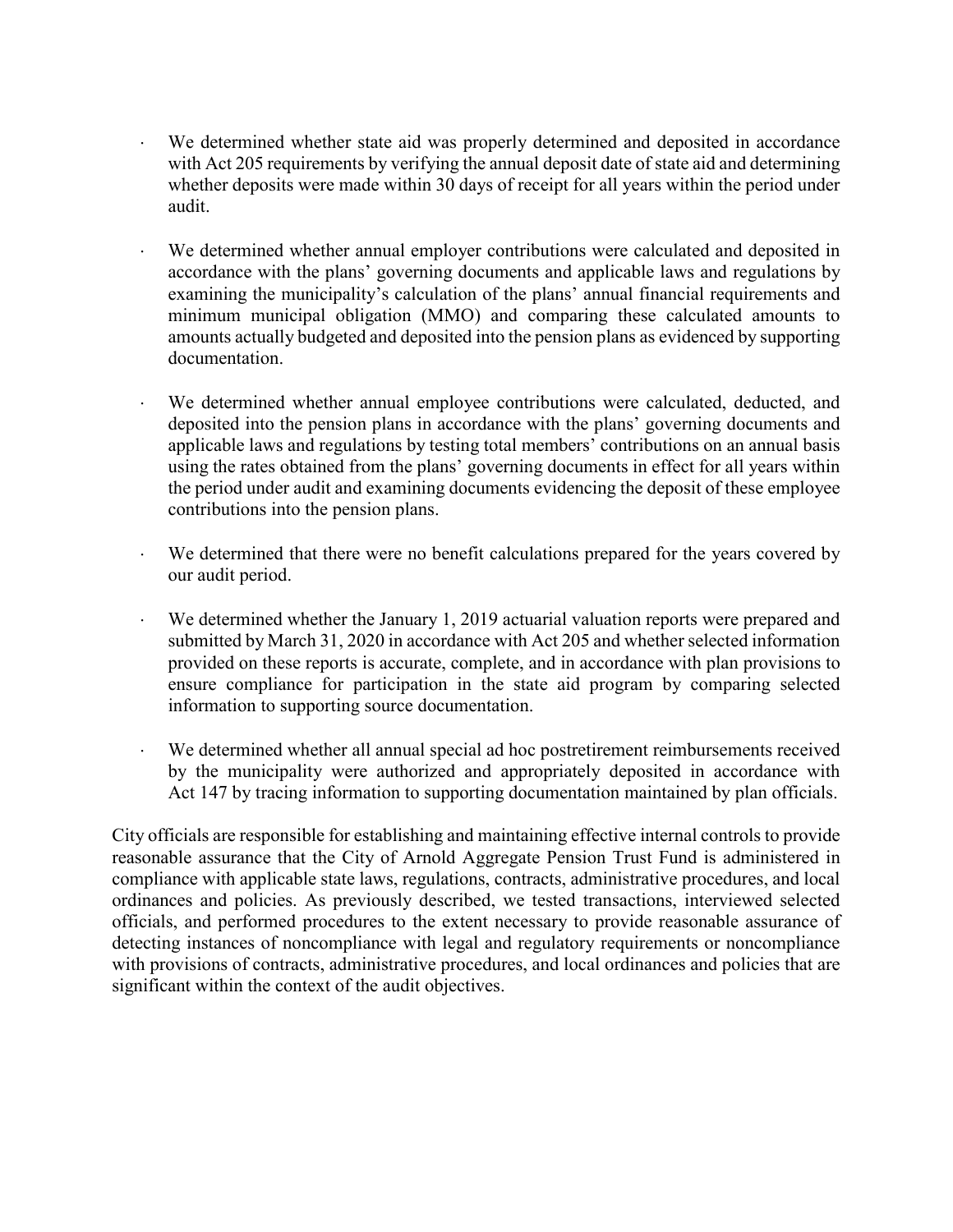- We determined whether state aid was properly determined and deposited in accordance with Act 205 requirements by verifying the annual deposit date of state aid and determining whether deposits were made within 30 days of receipt for all years within the period under audit.

- We determined whether annual employer contributions were calculated and deposited in accordance with the plans' governing documents and applicable laws and regulations by examining the municipality's calculation of the plans' annual financial requirements and minimum municipal obligation (MMO) and comparing these calculated amounts to amounts actually budgeted and deposited into the pension plans as evidenced by supporting documentation.

- We determined whether annual employee contributions were calculated, deducted, and deposited into the pension plans in accordance with the plans' governing documents and applicable laws and regulations by testing total members' contributions on an annual basis using the rates obtained from the plans' governing documents in effect for all years within the period under audit and examining documents evidencing the deposit of these employee contributions into the pension plans.

- We determined that there were no benefit calculations prepared for the years covered by our audit period.

- We determined whether the January 1, 2019 actuarial valuation reports were prepared and submitted by March 31, 2020 in accordance with Act 205 and whether selected information provided on these reports is accurate, complete, and in accordance with plan provisions to ensure compliance for participation in the state aid program by comparing selected information to supporting source documentation.

- We determined whether all annual special ad hoc postretirement reimbursements received by the municipality were authorized and appropriately deposited in accordance with Act 147 by tracing information to supporting documentation maintained by plan officials.

City officials are responsible for establishing and maintaining effective internal controls to provide reasonable assurance that the City of Arnold Aggregate Pension Trust Fund is administered in compliance with applicable state laws, regulations, contracts, administrative procedures, and local ordinances and policies. As previously described, we tested transactions, interviewed selected officials, and performed procedures to the extent necessary to provide reasonable assurance of detecting instances of noncompliance with legal and regulatory requirements or noncompliance with provisions of contracts, administrative procedures, and local ordinances and policies that are significant within the context of the audit objectives.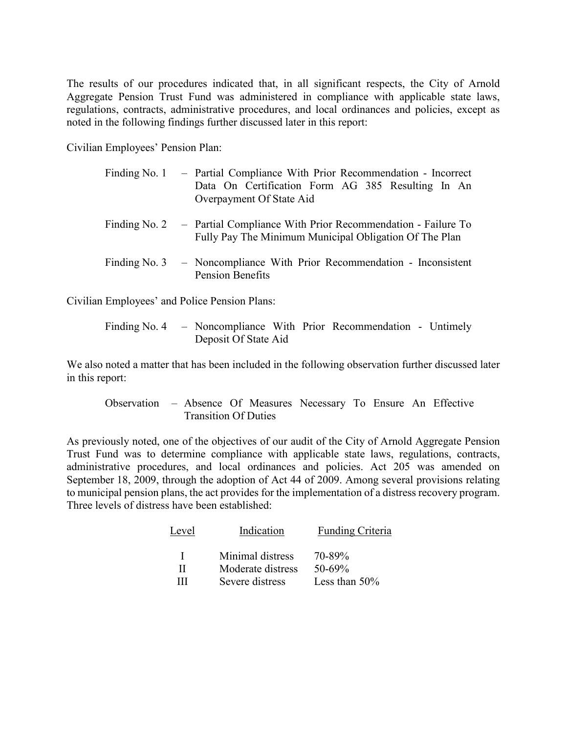The results of our procedures indicated that, in all significant respects, the City of Arnold Aggregate Pension Trust Fund was administered in compliance with applicable state laws, regulations, contracts, administrative procedures, and local ordinances and policies, except as noted in the following findings further discussed later in this report:

Civilian Employees' Pension Plan:

Finding No. 1 – Partial Compliance With Prior Recommendation - Incorrect Data On Certification Form AG 385 Resulting In An Overpayment Of State Aid

Finding No. 2 – Partial Compliance With Prior Recommendation - Failure To Fully Pay The Minimum Municipal Obligation Of The Plan

Finding No. 3 – Noncompliance With Prior Recommendation - Inconsistent Pension Benefits

Civilian Employees' and Police Pension Plans:

Finding No. 4 – Noncompliance With Prior Recommendation - Untimely Deposit Of State Aid

We also noted a matter that has been included in the following observation further discussed later in this report:

Observation – Absence Of Measures Necessary To Ensure An Effective Transition Of Duties

As previously noted, one of the objectives of our audit of the City of Arnold Aggregate Pension Trust Fund was to determine compliance with applicable state laws, regulations, contracts, administrative procedures, and local ordinances and policies. Act 205 was amended on September 18, 2009, through the adoption of Act 44 of 2009. Among several provisions relating to municipal pension plans, the act provides for the implementation of a distress recovery program. Three levels of distress have been established:

| Level | Indication | Funding Criteria |
|---|---|---|
| I | Minimal distress | 70-89% |
| II | Moderate distress | 50-69% |
| III | Severe distress | Less than 50% |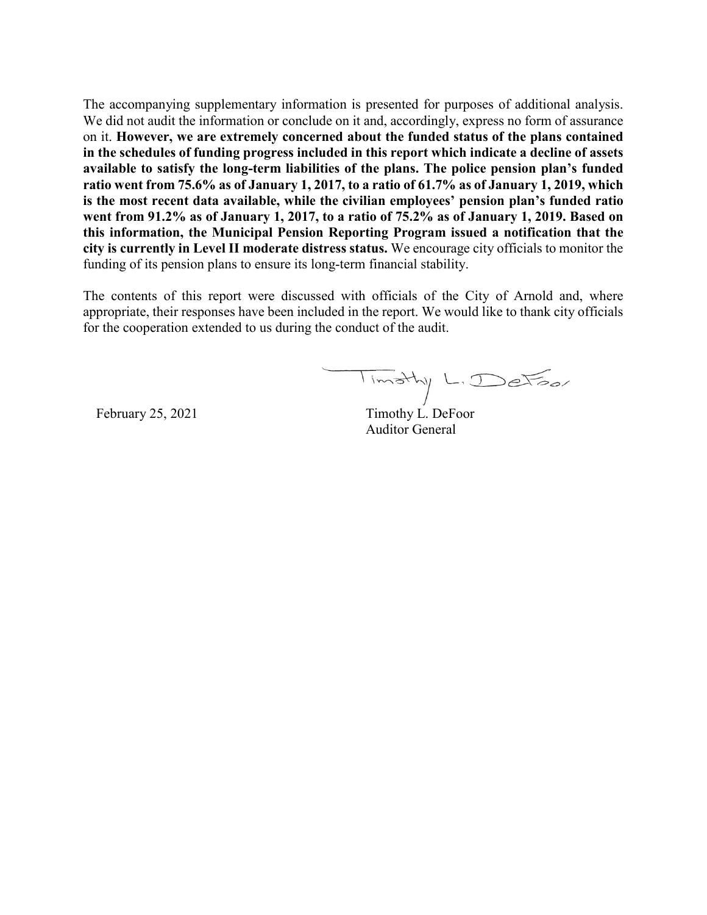The accompanying supplementary information is presented for purposes of additional analysis. We did not audit the information or conclude on it and, accordingly, express no form of assurance on it. **However, we are extremely concerned about the funded status of the plans contained in the schedules of funding progress included in this report which indicate a decline of assets available to satisfy the long-term liabilities of the plans. The police pension plan's funded ratio went from 75.6% as of January 1, 2017, to a ratio of 61.7% as of January 1, 2019, which is the most recent data available, while the civilian employees' pension plan's funded ratio went from 91.2% as of January 1, 2017, to a ratio of 75.2% as of January 1, 2019. Based on this information, the Municipal Pension Reporting Program issued a notification that the city is currently in Level II moderate distress status.** We encourage city officials to monitor the funding of its pension plans to ensure its long-term financial stability.

The contents of this report were discussed with officials of the City of Arnold and, where appropriate, their responses have been included in the report. We would like to thank city officials for the cooperation extended to us during the conduct of the audit.

February 25, 2021

Timothy L. DeFoor
Auditor General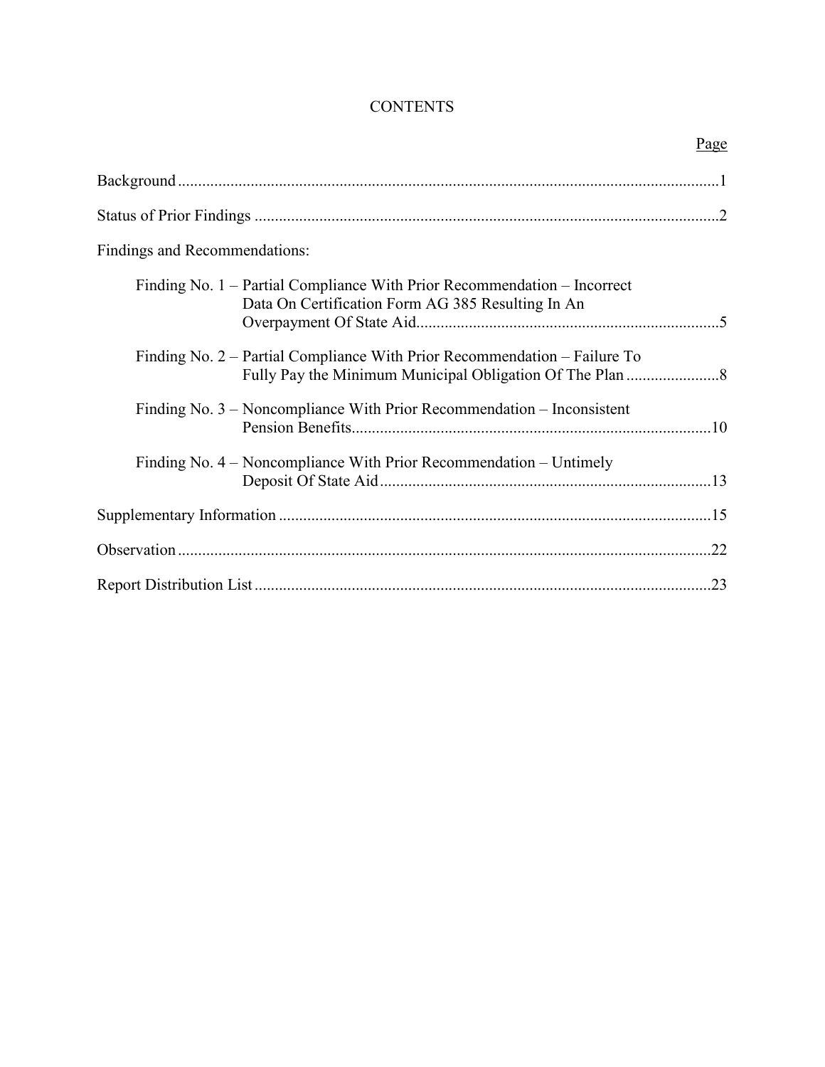# CONTENTS

| | Page |
|---|---|
| Background | 1 |
| Status of Prior Findings | 2 |
| Findings and Recommendations: | |
| Finding No. 1 – Partial Compliance With Prior Recommendation – Incorrect Data On Certification Form AG 385 Resulting In An Overpayment Of State Aid | 5 |
| Finding No. 2 – Partial Compliance With Prior Recommendation – Failure To Fully Pay the Minimum Municipal Obligation Of The Plan | 8 |
| Finding No. 3 – Noncompliance With Prior Recommendation – Inconsistent Pension Benefits | 10 |
| Finding No. 4 – Noncompliance With Prior Recommendation – Untimely Deposit Of State Aid | 13 |
| Supplementary Information | 15 |
| Observation | 22 |
| Report Distribution List | 23 |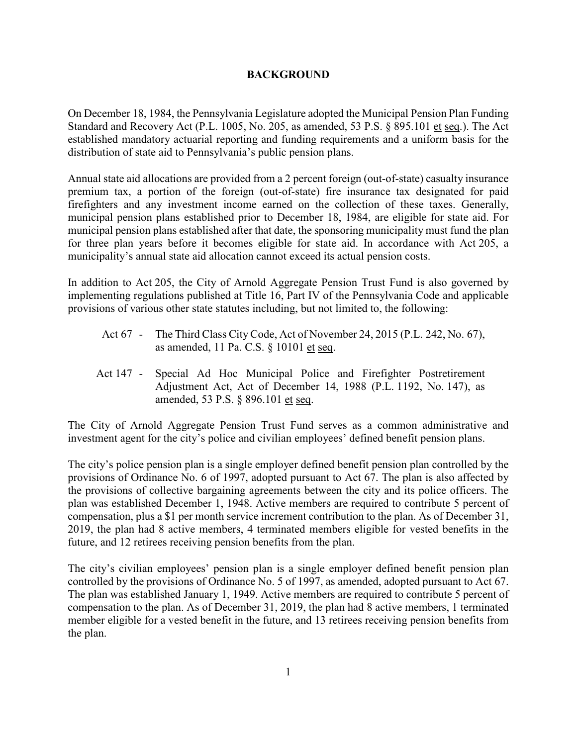# BACKGROUND

On December 18, 1984, the Pennsylvania Legislature adopted the Municipal Pension Plan Funding Standard and Recovery Act (P.L. 1005, No. 205, as amended, 53 P.S. § 895.101 et seq.). The Act established mandatory actuarial reporting and funding requirements and a uniform basis for the distribution of state aid to Pennsylvania's public pension plans.

Annual state aid allocations are provided from a 2 percent foreign (out-of-state) casualty insurance premium tax, a portion of the foreign (out-of-state) fire insurance tax designated for paid firefighters and any investment income earned on the collection of these taxes. Generally, municipal pension plans established prior to December 18, 1984, are eligible for state aid. For municipal pension plans established after that date, the sponsoring municipality must fund the plan for three plan years before it becomes eligible for state aid. In accordance with Act 205, a municipality's annual state aid allocation cannot exceed its actual pension costs.

In addition to Act 205, the City of Arnold Aggregate Pension Trust Fund is also governed by implementing regulations published at Title 16, Part IV of the Pennsylvania Code and applicable provisions of various other state statutes including, but not limited to, the following:

- Act 67 - The Third Class City Code, Act of November 24, 2015 (P.L. 242, No. 67), as amended, 11 Pa. C.S. § 10101 et seq.
- Act 147 - Special Ad Hoc Municipal Police and Firefighter Postretirement Adjustment Act, Act of December 14, 1988 (P.L. 1192, No. 147), as amended, 53 P.S. § 896.101 et seq.

The City of Arnold Aggregate Pension Trust Fund serves as a common administrative and investment agent for the city's police and civilian employees' defined benefit pension plans.

The city's police pension plan is a single employer defined benefit pension plan controlled by the provisions of Ordinance No. 6 of 1997, adopted pursuant to Act 67. The plan is also affected by the provisions of collective bargaining agreements between the city and its police officers. The plan was established December 1, 1948. Active members are required to contribute 5 percent of compensation, plus a $1 per month service increment contribution to the plan. As of December 31, 2019, the plan had 8 active members, 4 terminated members eligible for vested benefits in the future, and 12 retirees receiving pension benefits from the plan.

The city's civilian employees' pension plan is a single employer defined benefit pension plan controlled by the provisions of Ordinance No. 5 of 1997, as amended, adopted pursuant to Act 67. The plan was established January 1, 1949. Active members are required to contribute 5 percent of compensation to the plan. As of December 31, 2019, the plan had 8 active members, 1 terminated member eligible for a vested benefit in the future, and 13 retirees receiving pension benefits from the plan.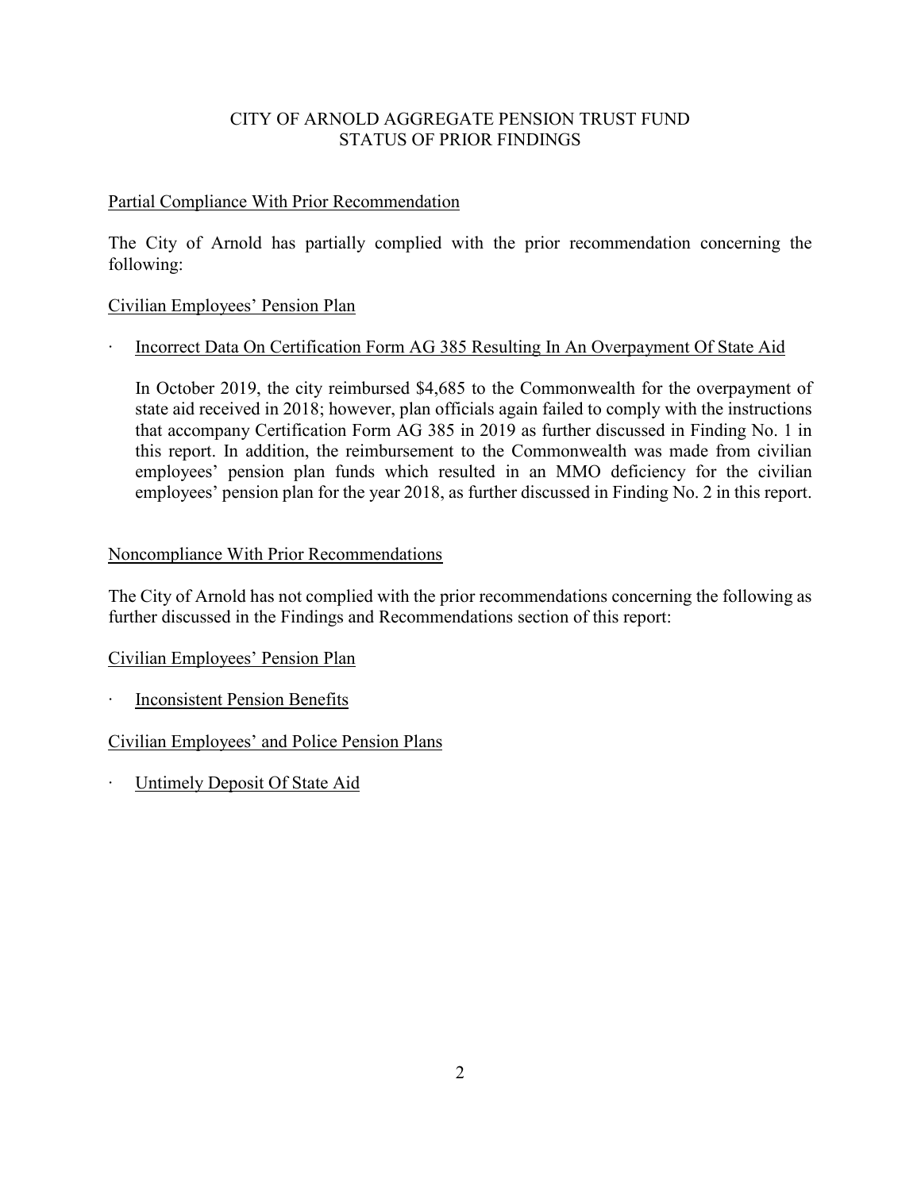# CITY OF ARNOLD AGGREGATE PENSION TRUST FUND
## STATUS OF PRIOR FINDINGS

<u>Partial Compliance With Prior Recommendation</u>

The City of Arnold has partially complied with the prior recommendation concerning the following:

<u>Civilian Employees' Pension Plan</u>

- <u>Incorrect Data On Certification Form AG 385 Resulting In An Overpayment Of State Aid</u>

  In October 2019, the city reimbursed $4,685 to the Commonwealth for the overpayment of state aid received in 2018; however, plan officials again failed to comply with the instructions that accompany Certification Form AG 385 in 2019 as further discussed in Finding No. 1 in this report. In addition, the reimbursement to the Commonwealth was made from civilian employees' pension plan funds which resulted in an MMO deficiency for the civilian employees' pension plan for the year 2018, as further discussed in Finding No. 2 in this report.

<u>Noncompliance With Prior Recommendations</u>

The City of Arnold has not complied with the prior recommendations concerning the following as further discussed in the Findings and Recommendations section of this report:

<u>Civilian Employees' Pension Plan</u>

- <u>Inconsistent Pension Benefits</u>

<u>Civilian Employees' and Police Pension Plans</u>

- <u>Untimely Deposit Of State Aid</u>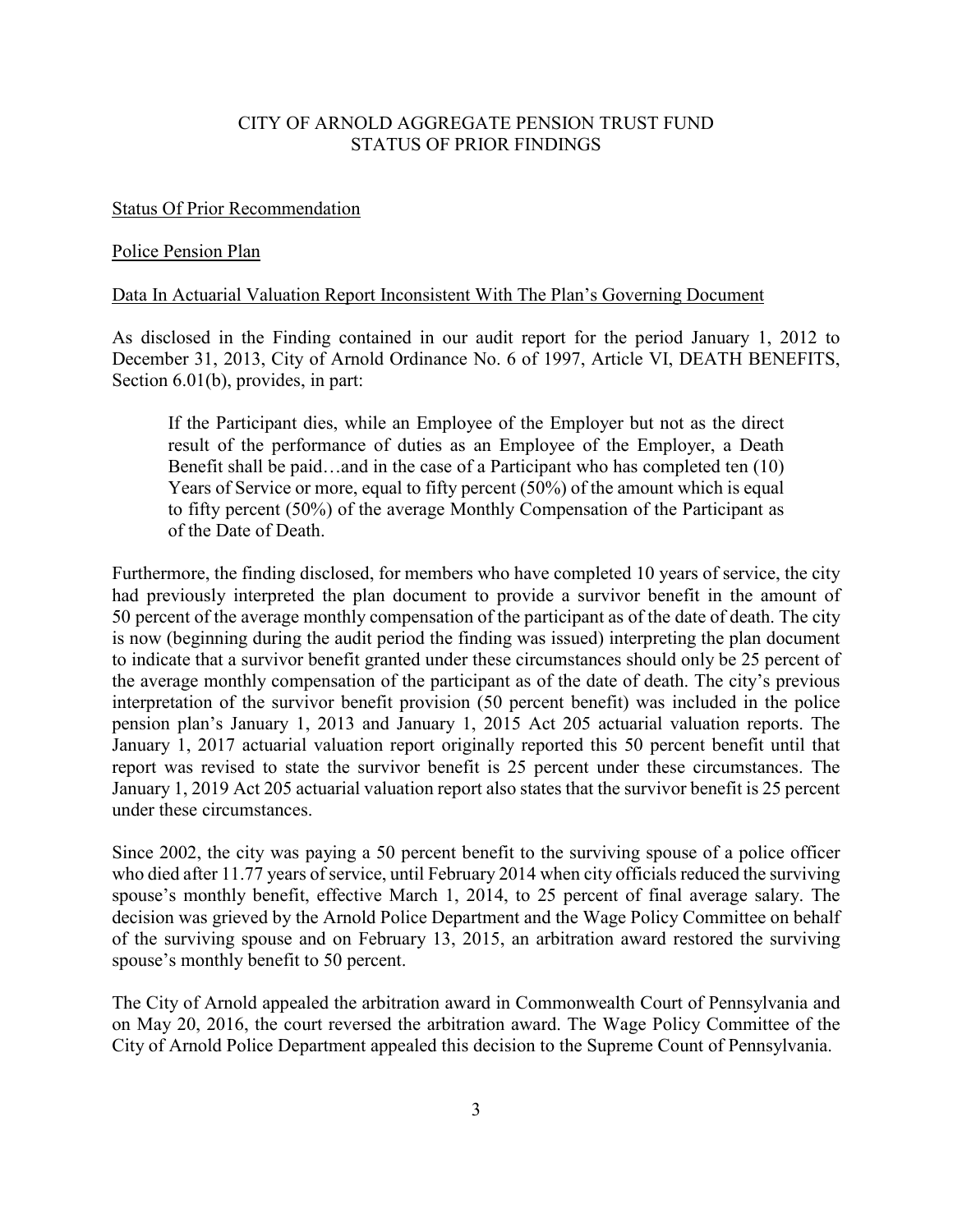# CITY OF ARNOLD AGGREGATE PENSION TRUST FUND
# STATUS OF PRIOR FINDINGS

## Status Of Prior Recommendation

### Police Pension Plan

### Data In Actuarial Valuation Report Inconsistent With The Plan's Governing Document

As disclosed in the Finding contained in our audit report for the period January 1, 2012 to December 31, 2013, City of Arnold Ordinance No. 6 of 1997, Article VI, DEATH BENEFITS, Section 6.01(b), provides, in part:

> If the Participant dies, while an Employee of the Employer but not as the direct result of the performance of duties as an Employee of the Employer, a Death Benefit shall be paid…and in the case of a Participant who has completed ten (10) Years of Service or more, equal to fifty percent (50%) of the amount which is equal to fifty percent (50%) of the average Monthly Compensation of the Participant as of the Date of Death.

Furthermore, the finding disclosed, for members who have completed 10 years of service, the city had previously interpreted the plan document to provide a survivor benefit in the amount of 50 percent of the average monthly compensation of the participant as of the date of death. The city is now (beginning during the audit period the finding was issued) interpreting the plan document to indicate that a survivor benefit granted under these circumstances should only be 25 percent of the average monthly compensation of the participant as of the date of death. The city's previous interpretation of the survivor benefit provision (50 percent benefit) was included in the police pension plan's January 1, 2013 and January 1, 2015 Act 205 actuarial valuation reports. The January 1, 2017 actuarial valuation report originally reported this 50 percent benefit until that report was revised to state the survivor benefit is 25 percent under these circumstances. The January 1, 2019 Act 205 actuarial valuation report also states that the survivor benefit is 25 percent under these circumstances.

Since 2002, the city was paying a 50 percent benefit to the surviving spouse of a police officer who died after 11.77 years of service, until February 2014 when city officials reduced the surviving spouse's monthly benefit, effective March 1, 2014, to 25 percent of final average salary. The decision was grieved by the Arnold Police Department and the Wage Policy Committee on behalf of the surviving spouse and on February 13, 2015, an arbitration award restored the surviving spouse's monthly benefit to 50 percent.

The City of Arnold appealed the arbitration award in Commonwealth Court of Pennsylvania and on May 20, 2016, the court reversed the arbitration award. The Wage Policy Committee of the City of Arnold Police Department appealed this decision to the Supreme Count of Pennsylvania.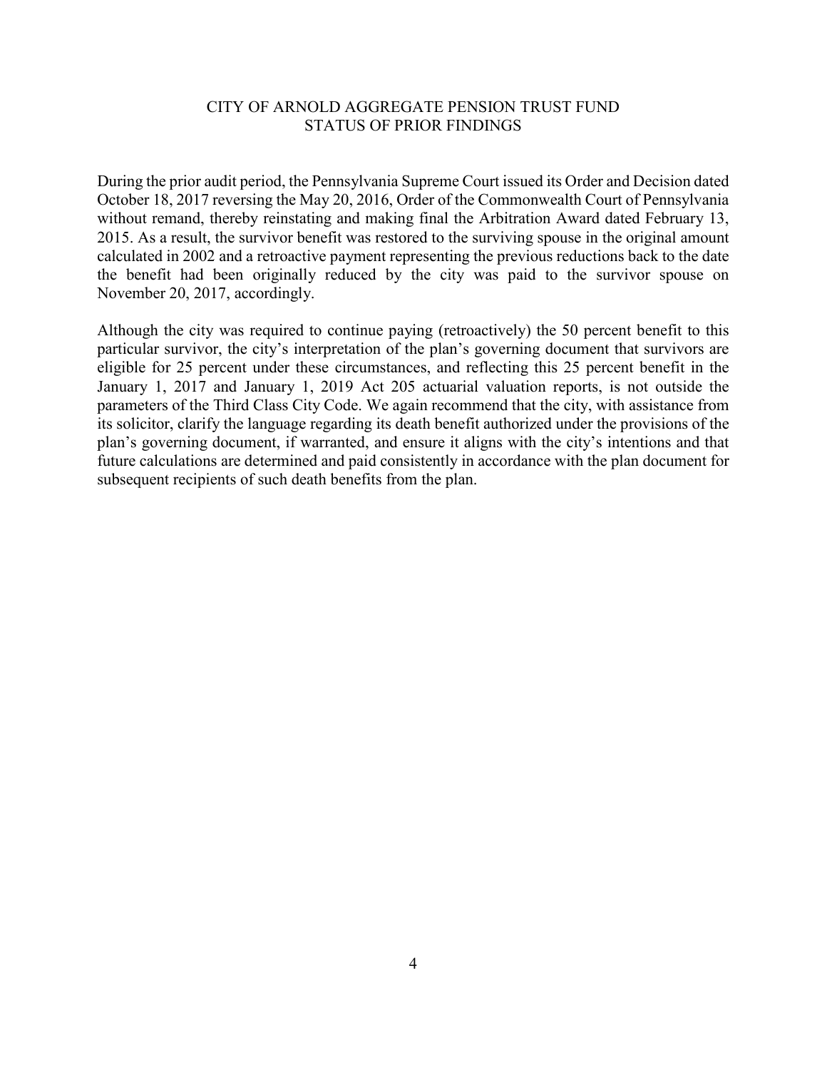# CITY OF ARNOLD AGGREGATE PENSION TRUST FUND
## STATUS OF PRIOR FINDINGS

During the prior audit period, the Pennsylvania Supreme Court issued its Order and Decision dated October 18, 2017 reversing the May 20, 2016, Order of the Commonwealth Court of Pennsylvania without remand, thereby reinstating and making final the Arbitration Award dated February 13, 2015. As a result, the survivor benefit was restored to the surviving spouse in the original amount calculated in 2002 and a retroactive payment representing the previous reductions back to the date the benefit had been originally reduced by the city was paid to the survivor spouse on November 20, 2017, accordingly.

Although the city was required to continue paying (retroactively) the 50 percent benefit to this particular survivor, the city's interpretation of the plan's governing document that survivors are eligible for 25 percent under these circumstances, and reflecting this 25 percent benefit in the January 1, 2017 and January 1, 2019 Act 205 actuarial valuation reports, is not outside the parameters of the Third Class City Code. We again recommend that the city, with assistance from its solicitor, clarify the language regarding its death benefit authorized under the provisions of the plan's governing document, if warranted, and ensure it aligns with the city's intentions and that future calculations are determined and paid consistently in accordance with the plan document for subsequent recipients of such death benefits from the plan.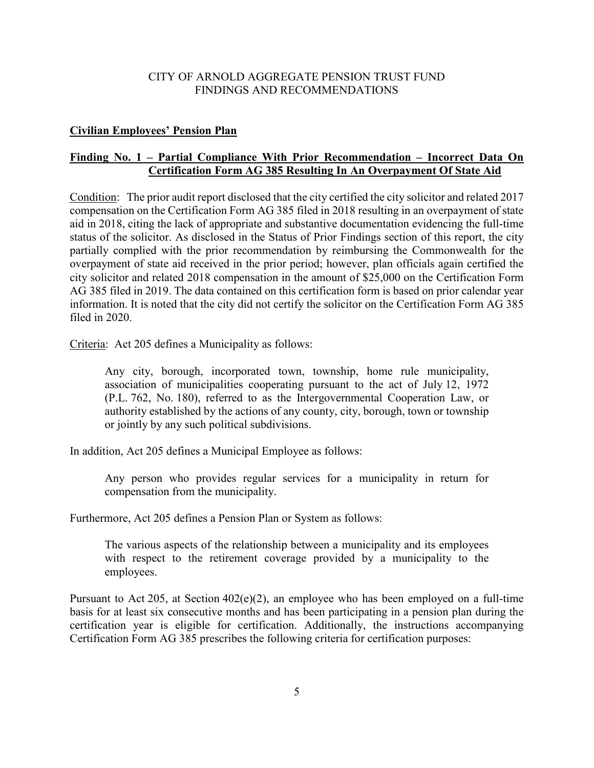CITY OF ARNOLD AGGREGATE PENSION TRUST FUND
FINDINGS AND RECOMMENDATIONS

**Civilian Employees' Pension Plan**

**Finding No. 1 – Partial Compliance With Prior Recommendation – Incorrect Data On Certification Form AG 385 Resulting In An Overpayment Of State Aid**

Condition: The prior audit report disclosed that the city certified the city solicitor and related 2017 compensation on the Certification Form AG 385 filed in 2018 resulting in an overpayment of state aid in 2018, citing the lack of appropriate and substantive documentation evidencing the full-time status of the solicitor. As disclosed in the Status of Prior Findings section of this report, the city partially complied with the prior recommendation by reimbursing the Commonwealth for the overpayment of state aid received in the prior period; however, plan officials again certified the city solicitor and related 2018 compensation in the amount of $25,000 on the Certification Form AG 385 filed in 2019. The data contained on this certification form is based on prior calendar year information. It is noted that the city did not certify the solicitor on the Certification Form AG 385 filed in 2020.

Criteria: Act 205 defines a Municipality as follows:

> Any city, borough, incorporated town, township, home rule municipality, association of municipalities cooperating pursuant to the act of July 12, 1972 (P.L. 762, No. 180), referred to as the Intergovernmental Cooperation Law, or authority established by the actions of any county, city, borough, town or township or jointly by any such political subdivisions.

In addition, Act 205 defines a Municipal Employee as follows:

> Any person who provides regular services for a municipality in return for compensation from the municipality.

Furthermore, Act 205 defines a Pension Plan or System as follows:

> The various aspects of the relationship between a municipality and its employees with respect to the retirement coverage provided by a municipality to the employees.

Pursuant to Act 205, at Section 402(e)(2), an employee who has been employed on a full-time basis for at least six consecutive months and has been participating in a pension plan during the certification year is eligible for certification. Additionally, the instructions accompanying Certification Form AG 385 prescribes the following criteria for certification purposes: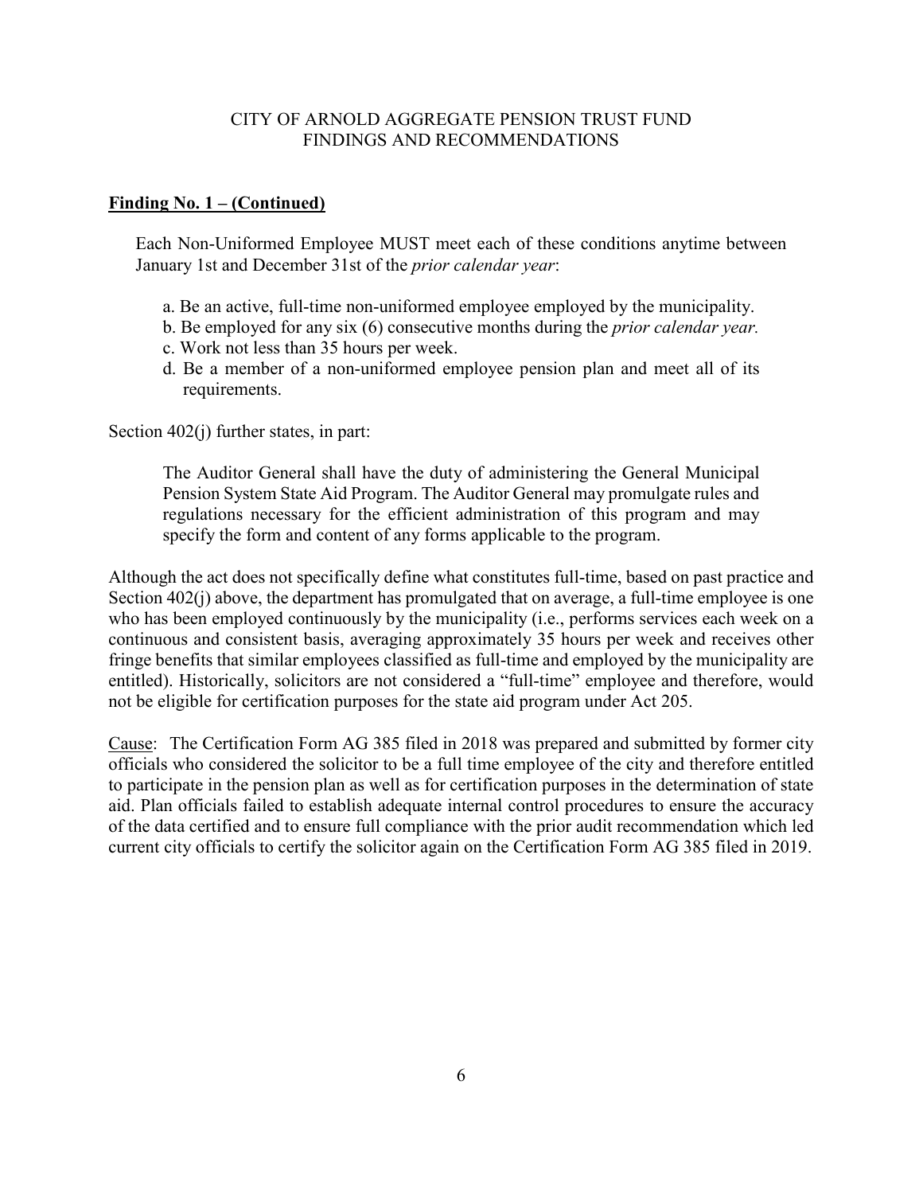CITY OF ARNOLD AGGREGATE PENSION TRUST FUND
FINDINGS AND RECOMMENDATIONS

**Finding No. 1 – (Continued)**

Each Non-Uniformed Employee MUST meet each of these conditions anytime between January 1st and December 31st of the *prior calendar year*:

a. Be an active, full-time non-uniformed employee employed by the municipality.
b. Be employed for any six (6) consecutive months during the *prior calendar year.*
c. Work not less than 35 hours per week.
d. Be a member of a non-uniformed employee pension plan and meet all of its requirements.

Section 402(j) further states, in part:

> The Auditor General shall have the duty of administering the General Municipal Pension System State Aid Program. The Auditor General may promulgate rules and regulations necessary for the efficient administration of this program and may specify the form and content of any forms applicable to the program.

Although the act does not specifically define what constitutes full-time, based on past practice and Section 402(j) above, the department has promulgated that on average, a full-time employee is one who has been employed continuously by the municipality (i.e., performs services each week on a continuous and consistent basis, averaging approximately 35 hours per week and receives other fringe benefits that similar employees classified as full-time and employed by the municipality are entitled). Historically, solicitors are not considered a "full-time" employee and therefore, would not be eligible for certification purposes for the state aid program under Act 205.

Cause: The Certification Form AG 385 filed in 2018 was prepared and submitted by former city officials who considered the solicitor to be a full time employee of the city and therefore entitled to participate in the pension plan as well as for certification purposes in the determination of state aid. Plan officials failed to establish adequate internal control procedures to ensure the accuracy of the data certified and to ensure full compliance with the prior audit recommendation which led current city officials to certify the solicitor again on the Certification Form AG 385 filed in 2019.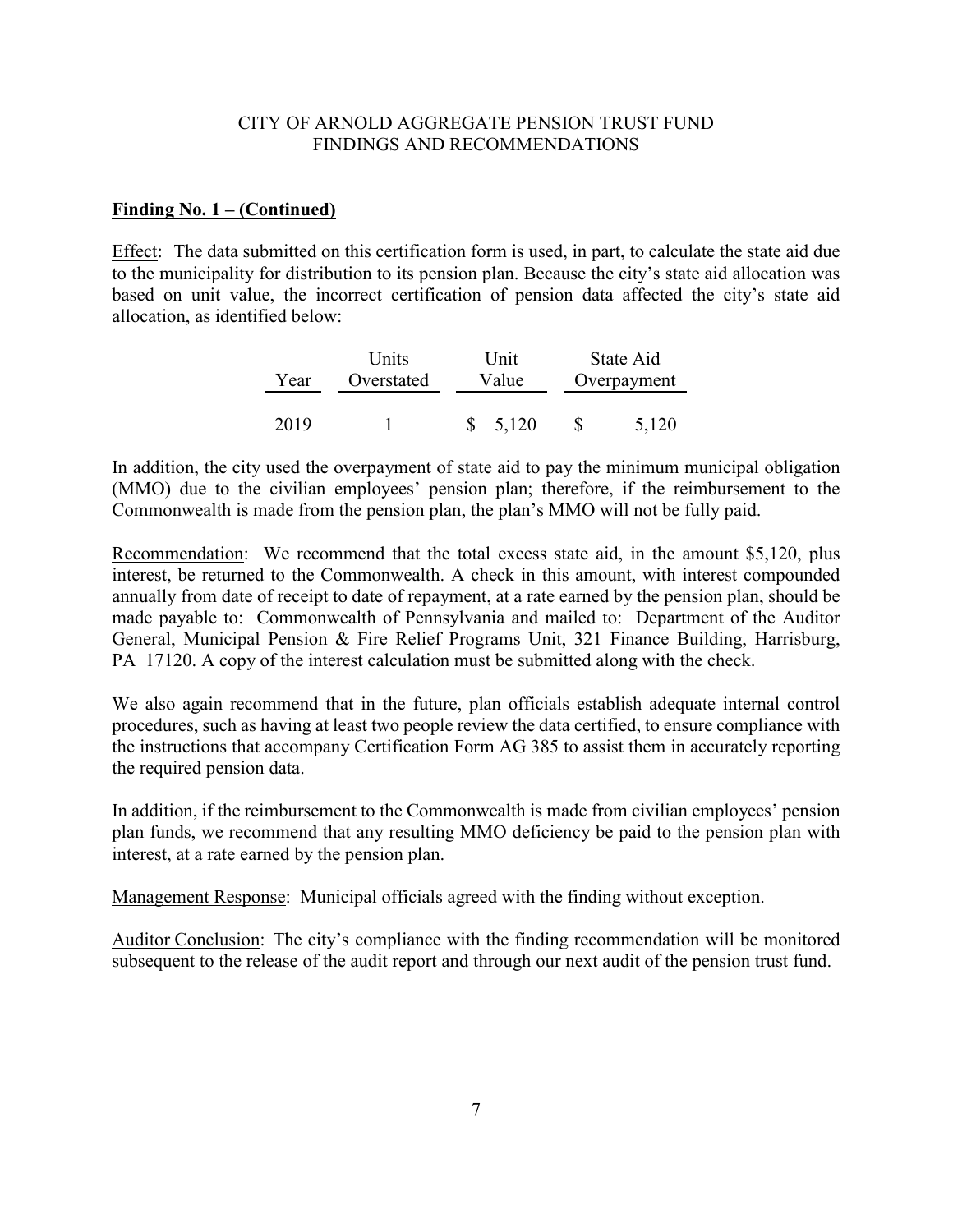# CITY OF ARNOLD AGGREGATE PENSION TRUST FUND
## FINDINGS AND RECOMMENDATIONS

**Finding No. 1 – (Continued)**

Effect: The data submitted on this certification form is used, in part, to calculate the state aid due to the municipality for distribution to its pension plan. Because the city's state aid allocation was based on unit value, the incorrect certification of pension data affected the city's state aid allocation, as identified below:

| Year | Units Overstated | Unit Value | State Aid Overpayment |
|---|---|---|---|
| 2019 | 1 | $ 5,120 | $ 5,120 |

In addition, the city used the overpayment of state aid to pay the minimum municipal obligation (MMO) due to the civilian employees' pension plan; therefore, if the reimbursement to the Commonwealth is made from the pension plan, the plan's MMO will not be fully paid.

Recommendation: We recommend that the total excess state aid, in the amount $5,120, plus interest, be returned to the Commonwealth. A check in this amount, with interest compounded annually from date of receipt to date of repayment, at a rate earned by the pension plan, should be made payable to: Commonwealth of Pennsylvania and mailed to: Department of the Auditor General, Municipal Pension & Fire Relief Programs Unit, 321 Finance Building, Harrisburg, PA 17120. A copy of the interest calculation must be submitted along with the check.

We also again recommend that in the future, plan officials establish adequate internal control procedures, such as having at least two people review the data certified, to ensure compliance with the instructions that accompany Certification Form AG 385 to assist them in accurately reporting the required pension data.

In addition, if the reimbursement to the Commonwealth is made from civilian employees' pension plan funds, we recommend that any resulting MMO deficiency be paid to the pension plan with interest, at a rate earned by the pension plan.

Management Response: Municipal officials agreed with the finding without exception.

Auditor Conclusion: The city's compliance with the finding recommendation will be monitored subsequent to the release of the audit report and through our next audit of the pension trust fund.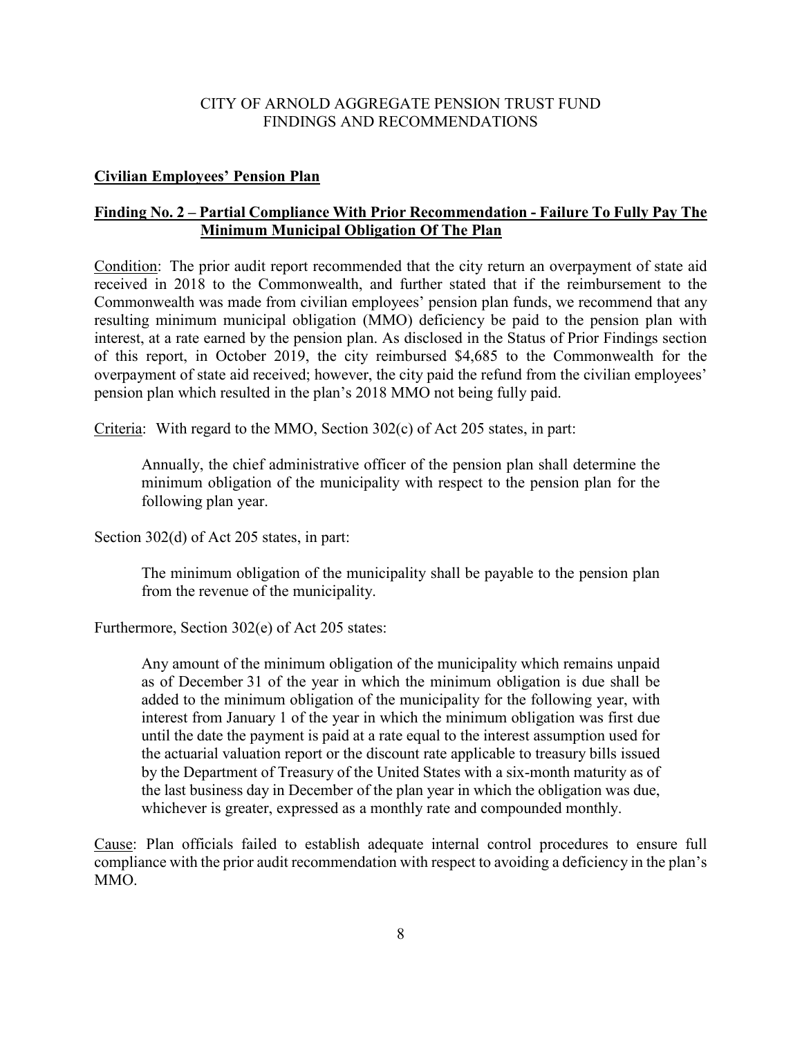CITY OF ARNOLD AGGREGATE PENSION TRUST FUND
FINDINGS AND RECOMMENDATIONS

## Civilian Employees' Pension Plan

## Finding No. 2 – Partial Compliance With Prior Recommendation - Failure To Fully Pay The Minimum Municipal Obligation Of The Plan

Condition: The prior audit report recommended that the city return an overpayment of state aid received in 2018 to the Commonwealth, and further stated that if the reimbursement to the Commonwealth was made from civilian employees' pension plan funds, we recommend that any resulting minimum municipal obligation (MMO) deficiency be paid to the pension plan with interest, at a rate earned by the pension plan. As disclosed in the Status of Prior Findings section of this report, in October 2019, the city reimbursed $4,685 to the Commonwealth for the overpayment of state aid received; however, the city paid the refund from the civilian employees' pension plan which resulted in the plan's 2018 MMO not being fully paid.

Criteria: With regard to the MMO, Section 302(c) of Act 205 states, in part:

> Annually, the chief administrative officer of the pension plan shall determine the minimum obligation of the municipality with respect to the pension plan for the following plan year.

Section 302(d) of Act 205 states, in part:

> The minimum obligation of the municipality shall be payable to the pension plan from the revenue of the municipality.

Furthermore, Section 302(e) of Act 205 states:

> Any amount of the minimum obligation of the municipality which remains unpaid as of December 31 of the year in which the minimum obligation is due shall be added to the minimum obligation of the municipality for the following year, with interest from January 1 of the year in which the minimum obligation was first due until the date the payment is paid at a rate equal to the interest assumption used for the actuarial valuation report or the discount rate applicable to treasury bills issued by the Department of Treasury of the United States with a six-month maturity as of the last business day in December of the plan year in which the obligation was due, whichever is greater, expressed as a monthly rate and compounded monthly.

Cause: Plan officials failed to establish adequate internal control procedures to ensure full compliance with the prior audit recommendation with respect to avoiding a deficiency in the plan's MMO.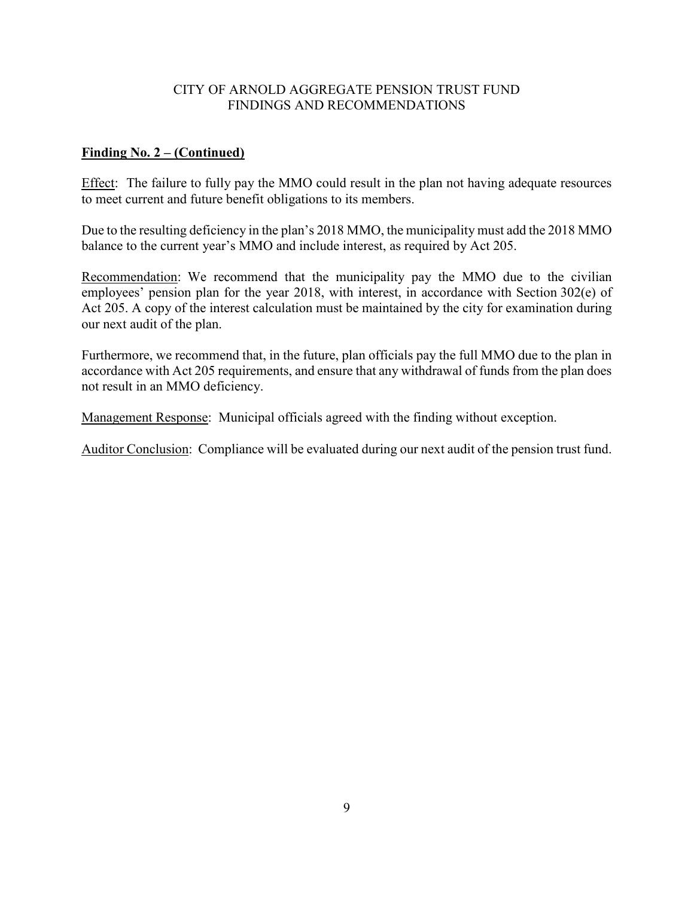CITY OF ARNOLD AGGREGATE PENSION TRUST FUND
FINDINGS AND RECOMMENDATIONS

**Finding No. 2 – (Continued)**

Effect: The failure to fully pay the MMO could result in the plan not having adequate resources to meet current and future benefit obligations to its members.

Due to the resulting deficiency in the plan's 2018 MMO, the municipality must add the 2018 MMO balance to the current year's MMO and include interest, as required by Act 205.

Recommendation: We recommend that the municipality pay the MMO due to the civilian employees' pension plan for the year 2018, with interest, in accordance with Section 302(e) of Act 205. A copy of the interest calculation must be maintained by the city for examination during our next audit of the plan.

Furthermore, we recommend that, in the future, plan officials pay the full MMO due to the plan in accordance with Act 205 requirements, and ensure that any withdrawal of funds from the plan does not result in an MMO deficiency.

Management Response: Municipal officials agreed with the finding without exception.

Auditor Conclusion: Compliance will be evaluated during our next audit of the pension trust fund.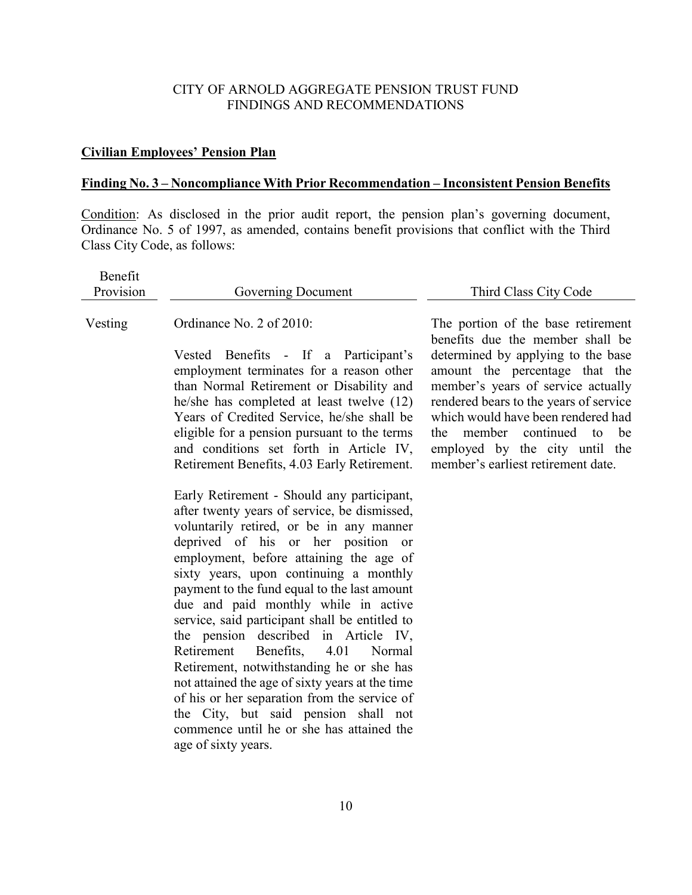CITY OF ARNOLD AGGREGATE PENSION TRUST FUND
FINDINGS AND RECOMMENDATIONS

**Civilian Employees' Pension Plan**

**Finding No. 3 – Noncompliance With Prior Recommendation – Inconsistent Pension Benefits**

Condition: As disclosed in the prior audit report, the pension plan's governing document, Ordinance No. 5 of 1997, as amended, contains benefit provisions that conflict with the Third Class City Code, as follows:

| Benefit Provision | Governing Document | Third Class City Code |
|---|---|---|
| Vesting | Ordinance No. 2 of 2010:<br><br>Vested Benefits - If a Participant's employment terminates for a reason other than Normal Retirement or Disability and he/she has completed at least twelve (12) Years of Credited Service, he/she shall be eligible for a pension pursuant to the terms and conditions set forth in Article IV, Retirement Benefits, 4.03 Early Retirement.<br><br>Early Retirement - Should any participant, after twenty years of service, be dismissed, voluntarily retired, or be in any manner deprived of his or her position or employment, before attaining the age of sixty years, upon continuing a monthly payment to the fund equal to the last amount due and paid monthly while in active service, said participant shall be entitled to the pension described in Article IV, Retirement Benefits, 4.01 Normal Retirement, notwithstanding he or she has not attained the age of sixty years at the time of his or her separation from the service of the City, but said pension shall not commence until he or she has attained the age of sixty years. | The portion of the base retirement benefits due the member shall be determined by applying to the base amount the percentage that the member's years of service actually rendered bears to the years of service which would have been rendered had the member continued to be employed by the city until the member's earliest retirement date. |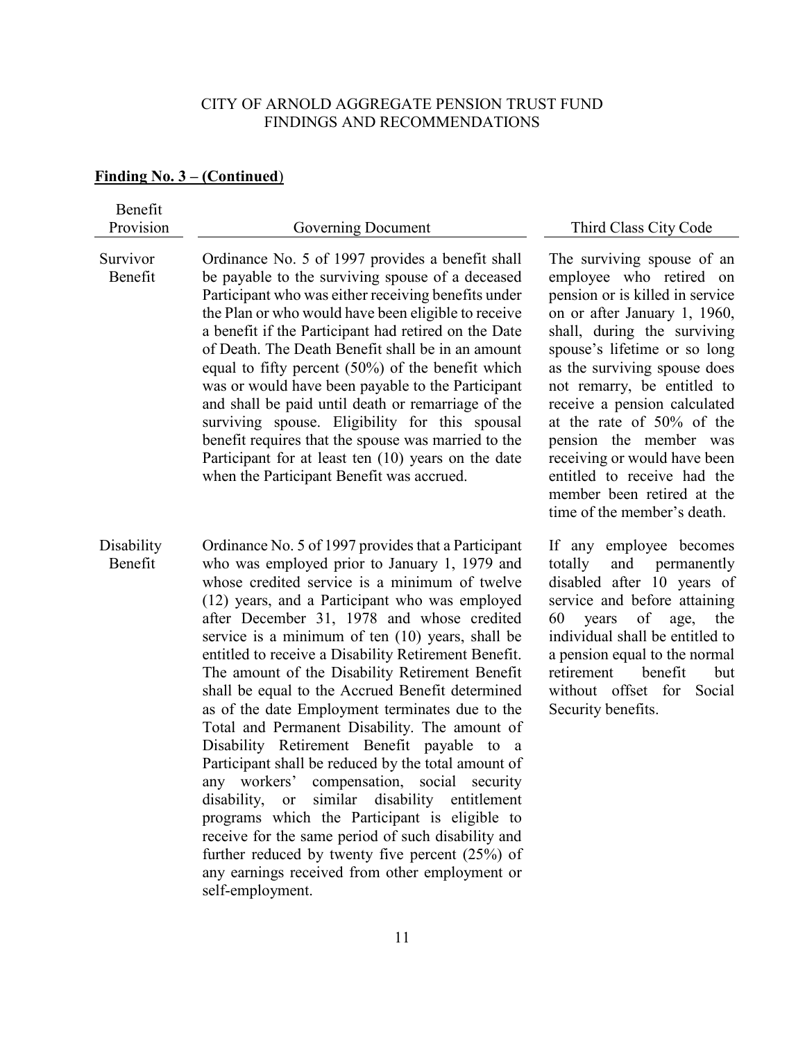**Finding No. 3 – (Continued)**

| Benefit Provision | Governing Document | Third Class City Code |
|---|---|---|
| Survivor Benefit | Ordinance No. 5 of 1997 provides a benefit shall be payable to the surviving spouse of a deceased Participant who was either receiving benefits under the Plan or who would have been eligible to receive a benefit if the Participant had retired on the Date of Death. The Death Benefit shall be in an amount equal to fifty percent (50%) of the benefit which was or would have been payable to the Participant and shall be paid until death or remarriage of the surviving spouse. Eligibility for this spousal benefit requires that the spouse was married to the Participant for at least ten (10) years on the date when the Participant Benefit was accrued. | The surviving spouse of an employee who retired on pension or is killed in service on or after January 1, 1960, shall, during the surviving spouse's lifetime or so long as the surviving spouse does not remarry, be entitled to receive a pension calculated at the rate of 50% of the pension the member was receiving or would have been entitled to receive had the member been retired at the time of the member's death. |
| Disability Benefit | Ordinance No. 5 of 1997 provides that a Participant who was employed prior to January 1, 1979 and whose credited service is a minimum of twelve (12) years, and a Participant who was employed after December 31, 1978 and whose credited service is a minimum of ten (10) years, shall be entitled to receive a Disability Retirement Benefit. The amount of the Disability Retirement Benefit shall be equal to the Accrued Benefit determined as of the date Employment terminates due to the Total and Permanent Disability. The amount of Disability Retirement Benefit payable to a Participant shall be reduced by the total amount of any workers' compensation, social security disability, or similar disability entitlement programs which the Participant is eligible to receive for the same period of such disability and further reduced by twenty five percent (25%) of any earnings received from other employment or self-employment. | If any employee becomes totally and permanently disabled after 10 years of service and before attaining 60 years of age, the individual shall be entitled to a pension equal to the normal retirement benefit but without offset for Social Security benefits. |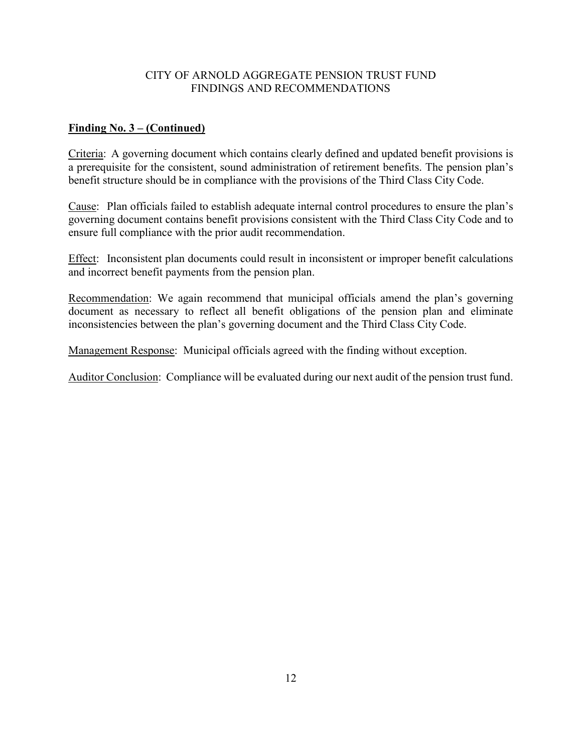CITY OF ARNOLD AGGREGATE PENSION TRUST FUND
FINDINGS AND RECOMMENDATIONS

**Finding No. 3 – (Continued)**

Criteria: A governing document which contains clearly defined and updated benefit provisions is a prerequisite for the consistent, sound administration of retirement benefits. The pension plan's benefit structure should be in compliance with the provisions of the Third Class City Code.

Cause: Plan officials failed to establish adequate internal control procedures to ensure the plan's governing document contains benefit provisions consistent with the Third Class City Code and to ensure full compliance with the prior audit recommendation.

Effect: Inconsistent plan documents could result in inconsistent or improper benefit calculations and incorrect benefit payments from the pension plan.

Recommendation: We again recommend that municipal officials amend the plan's governing document as necessary to reflect all benefit obligations of the pension plan and eliminate inconsistencies between the plan's governing document and the Third Class City Code.

Management Response: Municipal officials agreed with the finding without exception.

Auditor Conclusion: Compliance will be evaluated during our next audit of the pension trust fund.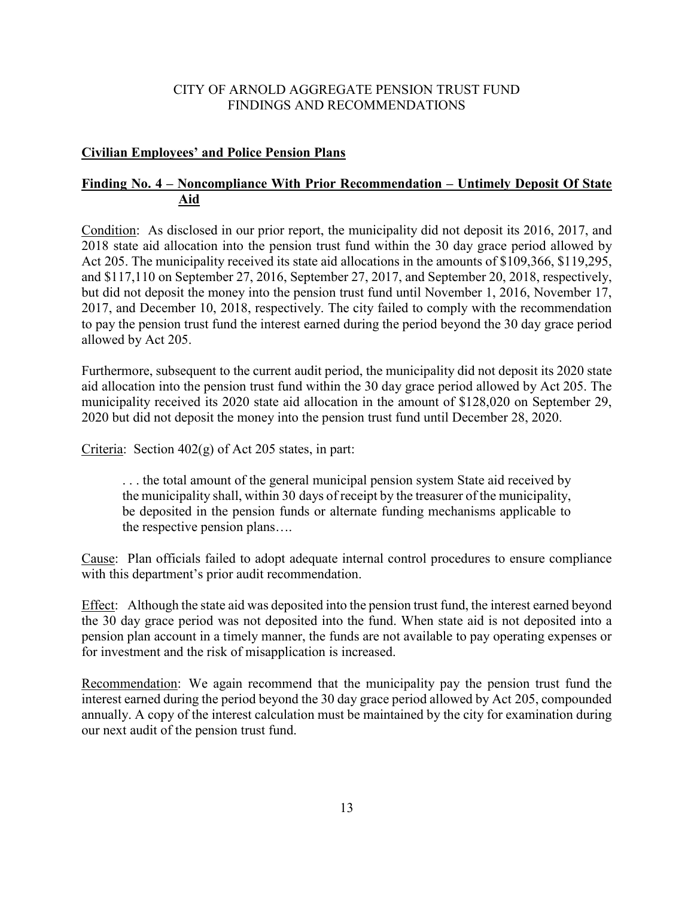# CITY OF ARNOLD AGGREGATE PENSION TRUST FUND
## FINDINGS AND RECOMMENDATIONS

### Civilian Employees' and Police Pension Plans

### Finding No. 4 – Noncompliance With Prior Recommendation – Untimely Deposit Of State Aid

Condition: As disclosed in our prior report, the municipality did not deposit its 2016, 2017, and 2018 state aid allocation into the pension trust fund within the 30 day grace period allowed by Act 205. The municipality received its state aid allocations in the amounts of $109,366, $119,295, and $117,110 on September 27, 2016, September 27, 2017, and September 20, 2018, respectively, but did not deposit the money into the pension trust fund until November 1, 2016, November 17, 2017, and December 10, 2018, respectively. The city failed to comply with the recommendation to pay the pension trust fund the interest earned during the period beyond the 30 day grace period allowed by Act 205.

Furthermore, subsequent to the current audit period, the municipality did not deposit its 2020 state aid allocation into the pension trust fund within the 30 day grace period allowed by Act 205. The municipality received its 2020 state aid allocation in the amount of $128,020 on September 29, 2020 but did not deposit the money into the pension trust fund until December 28, 2020.

Criteria: Section 402(g) of Act 205 states, in part:

> . . . the total amount of the general municipal pension system State aid received by the municipality shall, within 30 days of receipt by the treasurer of the municipality, be deposited in the pension funds or alternate funding mechanisms applicable to the respective pension plans….

Cause: Plan officials failed to adopt adequate internal control procedures to ensure compliance with this department's prior audit recommendation.

Effect: Although the state aid was deposited into the pension trust fund, the interest earned beyond the 30 day grace period was not deposited into the fund. When state aid is not deposited into a pension plan account in a timely manner, the funds are not available to pay operating expenses or for investment and the risk of misapplication is increased.

Recommendation: We again recommend that the municipality pay the pension trust fund the interest earned during the period beyond the 30 day grace period allowed by Act 205, compounded annually. A copy of the interest calculation must be maintained by the city for examination during our next audit of the pension trust fund.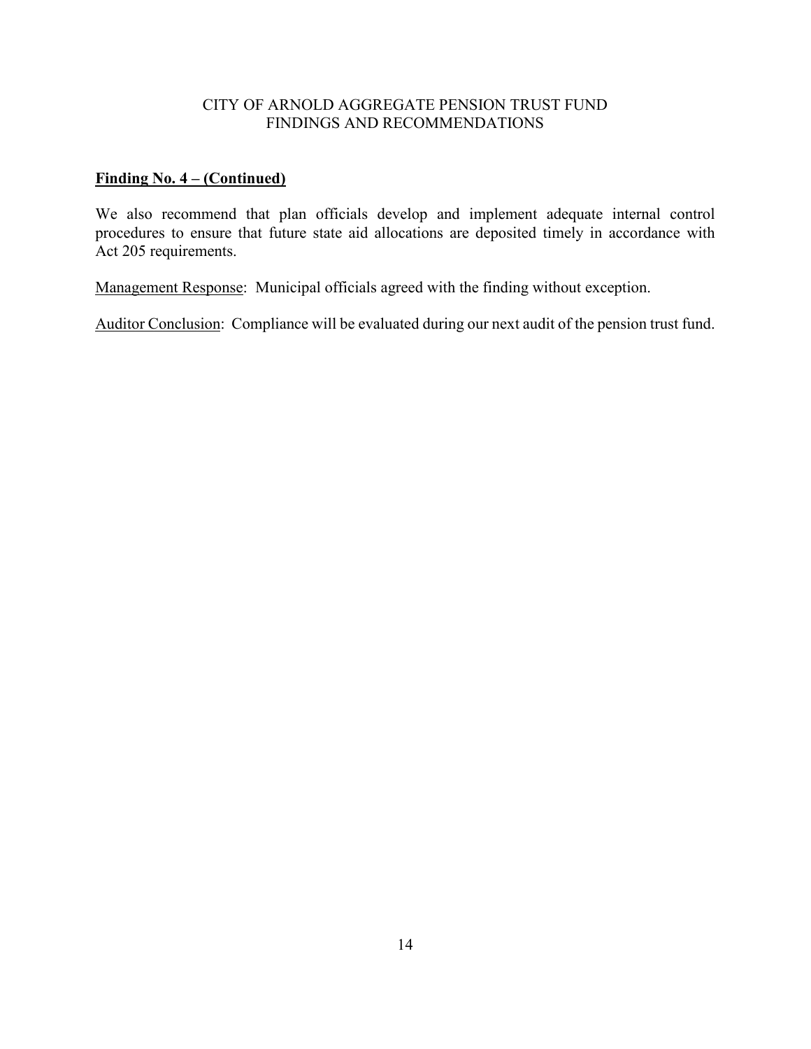**Finding No. 4 – (Continued)**

We also recommend that plan officials develop and implement adequate internal control procedures to ensure that future state aid allocations are deposited timely in accordance with Act 205 requirements.

Management Response: Municipal officials agreed with the finding without exception.

Auditor Conclusion: Compliance will be evaluated during our next audit of the pension trust fund.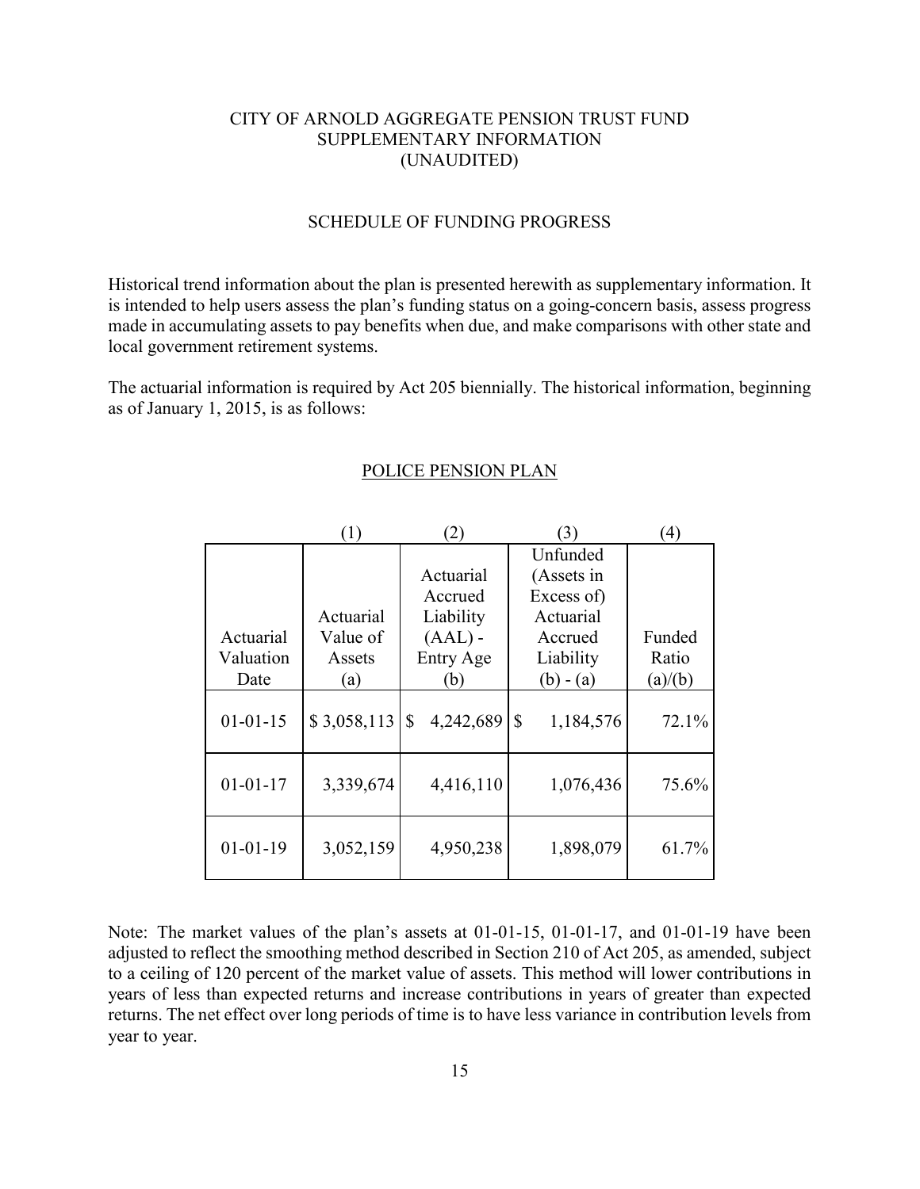# CITY OF ARNOLD AGGREGATE PENSION TRUST FUND
## SUPPLEMENTARY INFORMATION
## (UNAUDITED)

### SCHEDULE OF FUNDING PROGRESS

Historical trend information about the plan is presented herewith as supplementary information. It is intended to help users assess the plan's funding status on a going-concern basis, assess progress made in accumulating assets to pay benefits when due, and make comparisons with other state and local government retirement systems.

The actuarial information is required by Act 205 biennially. The historical information, beginning as of January 1, 2015, is as follows:

#### POLICE PENSION PLAN

| | (1) | (2) | (3) | (4) |
|---|---|---|---|---|
| Actuarial Valuation Date | Actuarial Value of Assets (a) | Actuarial Accrued Liability (AAL) - Entry Age (b) | Unfunded (Assets in Excess of) Actuarial Accrued Liability (b) - (a) | Funded Ratio (a)/(b) |
| 01-01-15 | $ 3,058,113 | $ 4,242,689 | $ 1,184,576 | 72.1% |
| 01-01-17 | 3,339,674 | 4,416,110 | 1,076,436 | 75.6% |
| 01-01-19 | 3,052,159 | 4,950,238 | 1,898,079 | 61.7% |

Note: The market values of the plan's assets at 01-01-15, 01-01-17, and 01-01-19 have been adjusted to reflect the smoothing method described in Section 210 of Act 205, as amended, subject to a ceiling of 120 percent of the market value of assets. This method will lower contributions in years of less than expected returns and increase contributions in years of greater than expected returns. The net effect over long periods of time is to have less variance in contribution levels from year to year.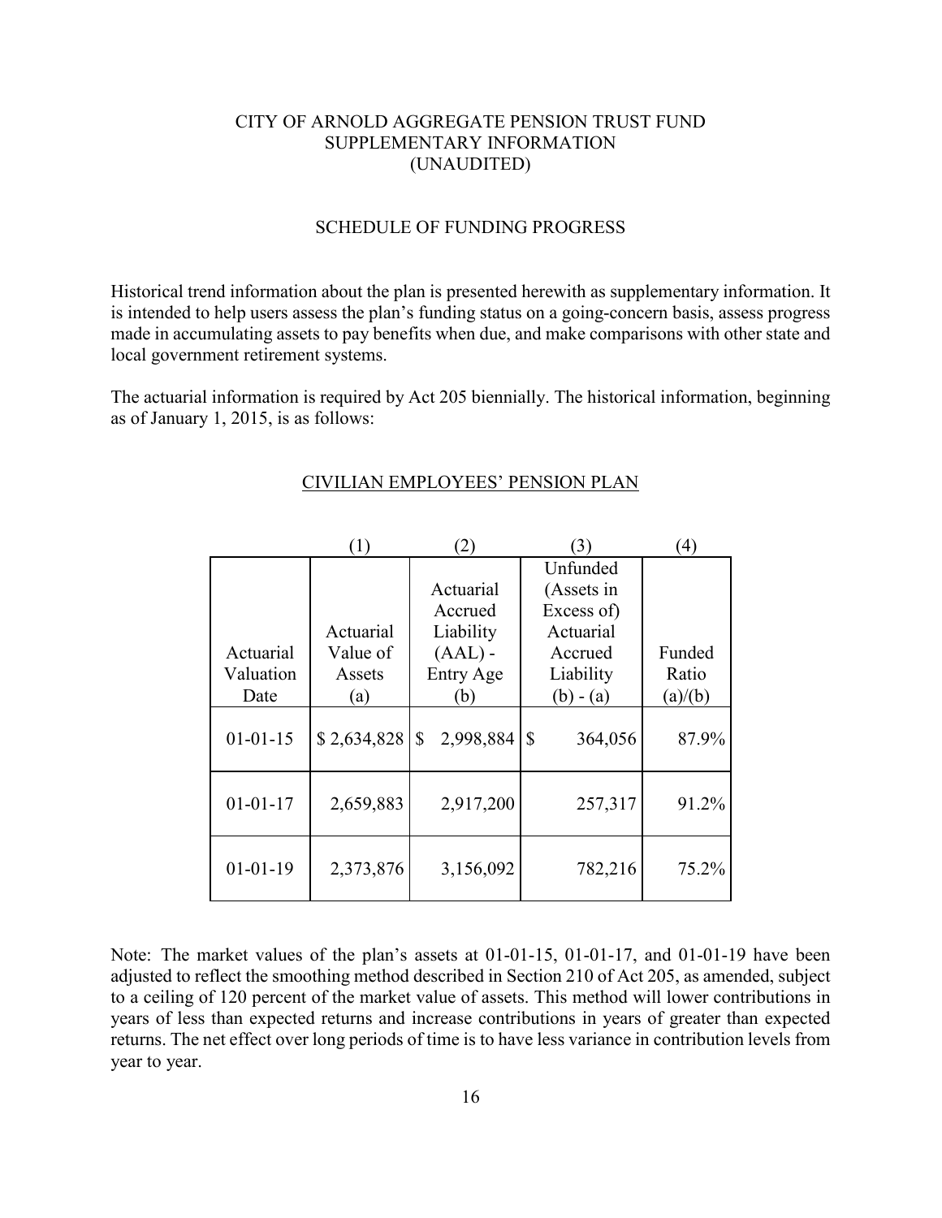# CITY OF ARNOLD AGGREGATE PENSION TRUST FUND
## SUPPLEMENTARY INFORMATION
## (UNAUDITED)

### SCHEDULE OF FUNDING PROGRESS

Historical trend information about the plan is presented herewith as supplementary information. It is intended to help users assess the plan's funding status on a going-concern basis, assess progress made in accumulating assets to pay benefits when due, and make comparisons with other state and local government retirement systems.

The actuarial information is required by Act 205 biennially. The historical information, beginning as of January 1, 2015, is as follows:

#### CIVILIAN EMPLOYEES' PENSION PLAN

| | (1) | (2) | (3) | (4) |
|---|---|---|---|---|
| Actuarial Valuation Date | Actuarial Value of Assets (a) | Actuarial Accrued Liability (AAL) - Entry Age (b) | Unfunded (Assets in Excess of) Actuarial Accrued Liability (b) - (a) | Funded Ratio (a)/(b) |
| 01-01-15 | $ 2,634,828 | $ 2,998,884 | $ 364,056 | 87.9% |
| 01-01-17 | 2,659,883 | 2,917,200 | 257,317 | 91.2% |
| 01-01-19 | 2,373,876 | 3,156,092 | 782,216 | 75.2% |

Note: The market values of the plan's assets at 01-01-15, 01-01-17, and 01-01-19 have been adjusted to reflect the smoothing method described in Section 210 of Act 205, as amended, subject to a ceiling of 120 percent of the market value of assets. This method will lower contributions in years of less than expected returns and increase contributions in years of greater than expected returns. The net effect over long periods of time is to have less variance in contribution levels from year to year.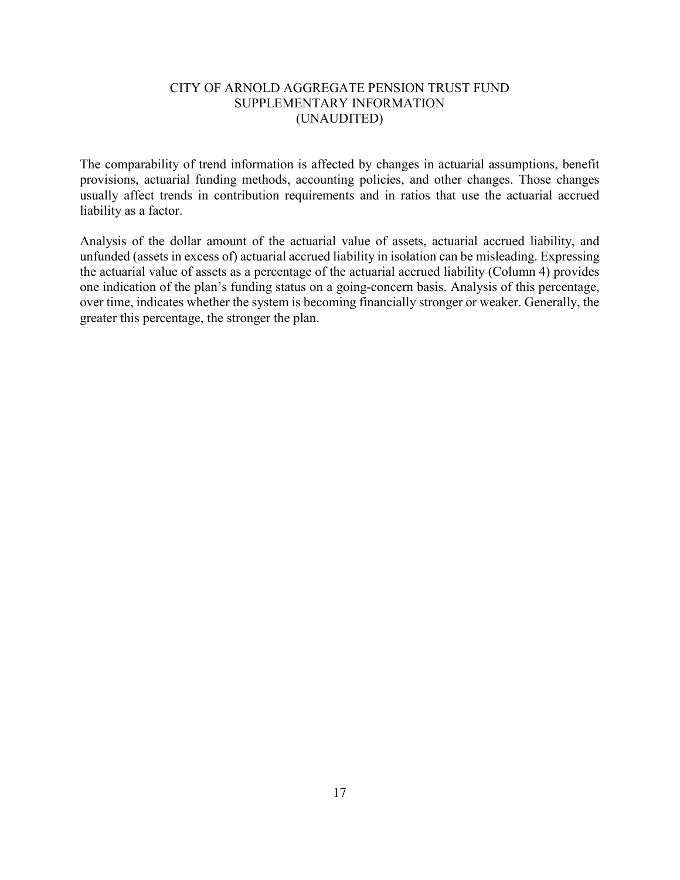# CITY OF ARNOLD AGGREGATE PENSION TRUST FUND
## SUPPLEMENTARY INFORMATION
## (UNAUDITED)

The comparability of trend information is affected by changes in actuarial assumptions, benefit provisions, actuarial funding methods, accounting policies, and other changes. Those changes usually affect trends in contribution requirements and in ratios that use the actuarial accrued liability as a factor.

Analysis of the dollar amount of the actuarial value of assets, actuarial accrued liability, and unfunded (assets in excess of) actuarial accrued liability in isolation can be misleading. Expressing the actuarial value of assets as a percentage of the actuarial accrued liability (Column 4) provides one indication of the plan's funding status on a going-concern basis. Analysis of this percentage, over time, indicates whether the system is becoming financially stronger or weaker. Generally, the greater this percentage, the stronger the plan.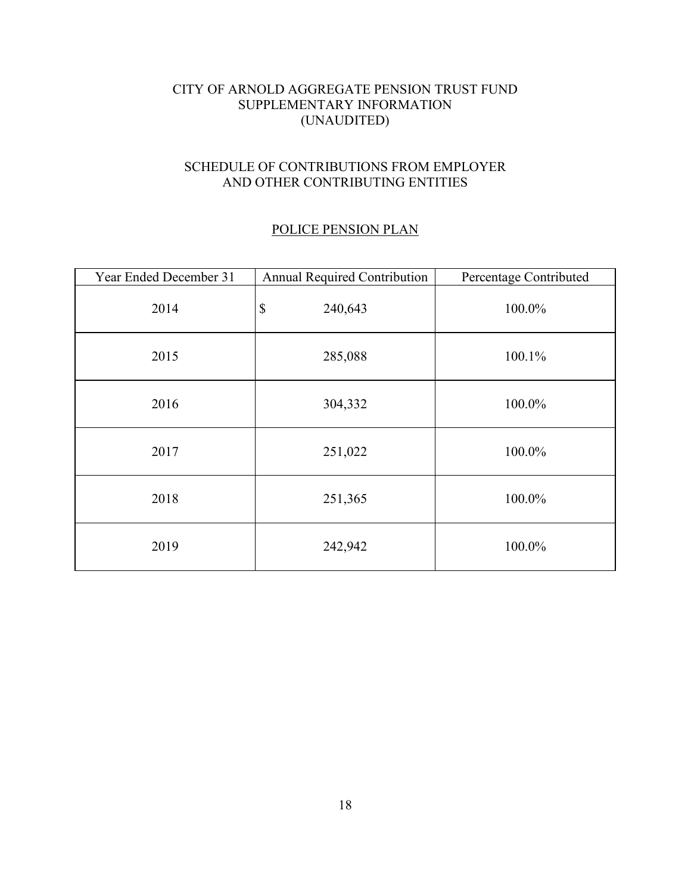# CITY OF ARNOLD AGGREGATE PENSION TRUST FUND
## SUPPLEMENTARY INFORMATION
## (UNAUDITED)

## SCHEDULE OF CONTRIBUTIONS FROM EMPLOYER AND OTHER CONTRIBUTING ENTITIES

### POLICE PENSION PLAN

| Year Ended December 31 | Annual Required Contribution | Percentage Contributed |
|---|---|---|
| 2014 | $ 240,643 | 100.0% |
| 2015 | 285,088 | 100.1% |
| 2016 | 304,332 | 100.0% |
| 2017 | 251,022 | 100.0% |
| 2018 | 251,365 | 100.0% |
| 2019 | 242,942 | 100.0% |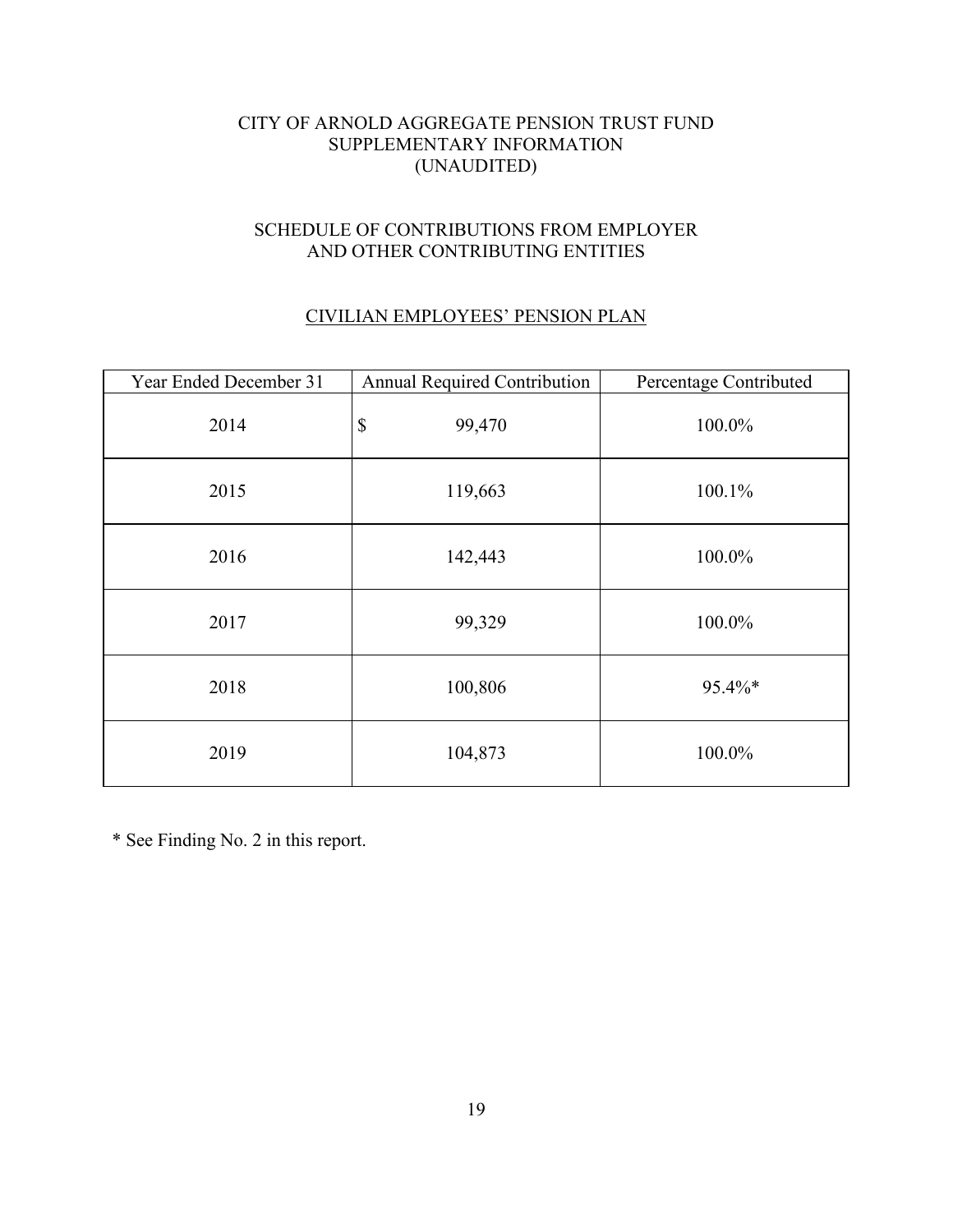# CITY OF ARNOLD AGGREGATE PENSION TRUST FUND
## SUPPLEMENTARY INFORMATION
## (UNAUDITED)

## SCHEDULE OF CONTRIBUTIONS FROM EMPLOYER AND OTHER CONTRIBUTING ENTITIES

### CIVILIAN EMPLOYEES' PENSION PLAN

| Year Ended December 31 | Annual Required Contribution | Percentage Contributed |
|---|---|---|
| 2014 | $ 99,470 | 100.0% |
| 2015 | 119,663 | 100.1% |
| 2016 | 142,443 | 100.0% |
| 2017 | 99,329 | 100.0% |
| 2018 | 100,806 | 95.4%* |
| 2019 | 104,873 | 100.0% |

* See Finding No. 2 in this report.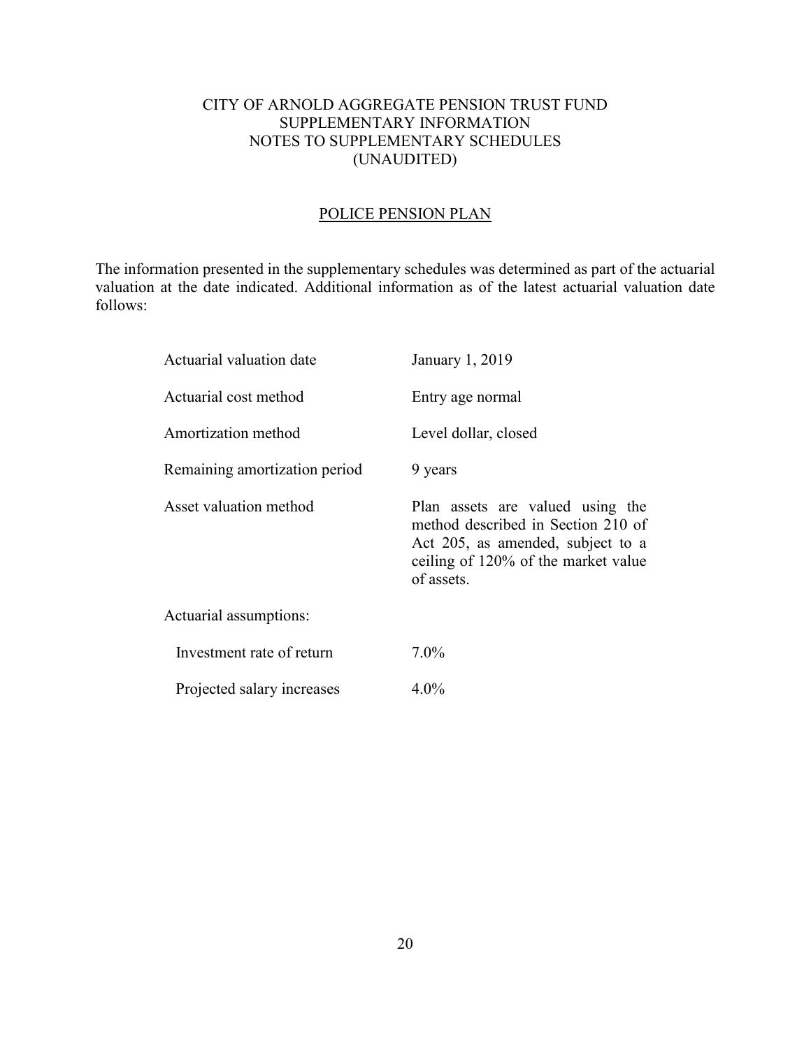# CITY OF ARNOLD AGGREGATE PENSION TRUST FUND
## SUPPLEMENTARY INFORMATION
## NOTES TO SUPPLEMENTARY SCHEDULES
## (UNAUDITED)

### POLICE PENSION PLAN

The information presented in the supplementary schedules was determined as part of the actuarial valuation at the date indicated. Additional information as of the latest actuarial valuation date follows:

| | |
|---|---|
| Actuarial valuation date | January 1, 2019 |
| Actuarial cost method | Entry age normal |
| Amortization method | Level dollar, closed |
| Remaining amortization period | 9 years |
| Asset valuation method | Plan assets are valued using the method described in Section 210 of Act 205, as amended, subject to a ceiling of 120% of the market value of assets. |
| Actuarial assumptions: | |
| Investment rate of return | 7.0% |
| Projected salary increases | 4.0% |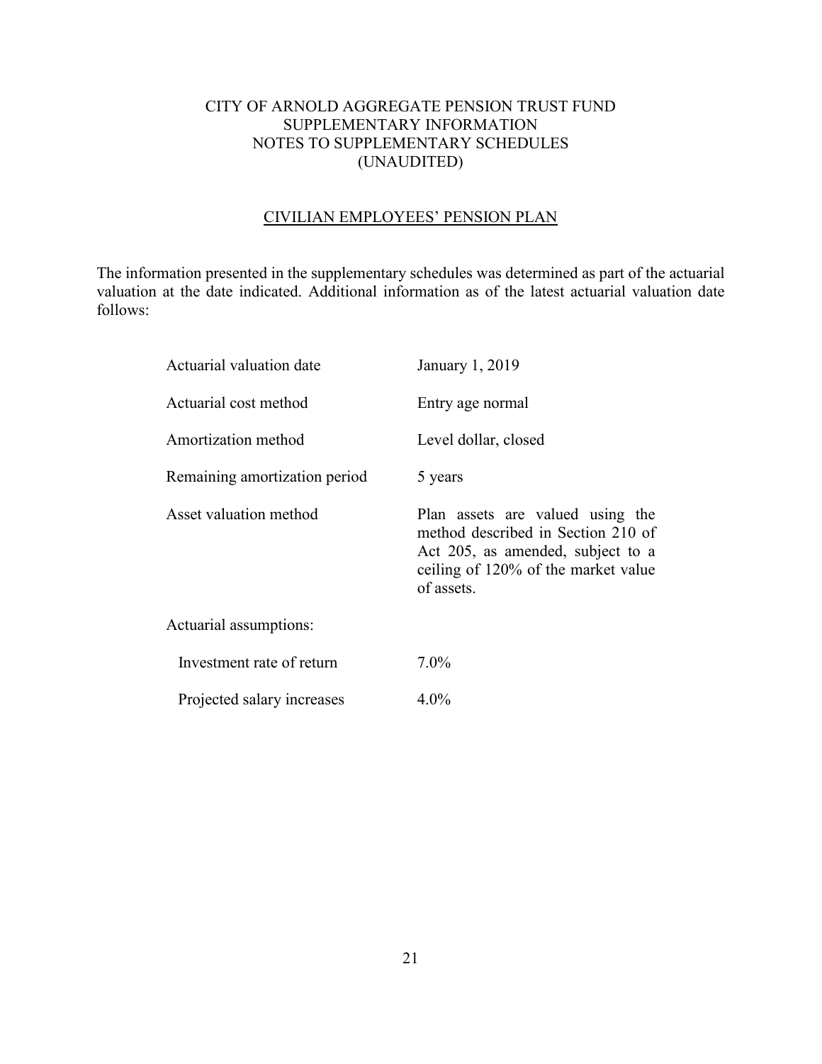# CITY OF ARNOLD AGGREGATE PENSION TRUST FUND
## SUPPLEMENTARY INFORMATION
## NOTES TO SUPPLEMENTARY SCHEDULES
## (UNAUDITED)

### CIVILIAN EMPLOYEES' PENSION PLAN

The information presented in the supplementary schedules was determined as part of the actuarial valuation at the date indicated. Additional information as of the latest actuarial valuation date follows:

| | |
|---|---|
| Actuarial valuation date | January 1, 2019 |
| Actuarial cost method | Entry age normal |
| Amortization method | Level dollar, closed |
| Remaining amortization period | 5 years |
| Asset valuation method | Plan assets are valued using the method described in Section 210 of Act 205, as amended, subject to a ceiling of 120% of the market value of assets. |
| Actuarial assumptions: | |
| Investment rate of return | 7.0% |
| Projected salary increases | 4.0% |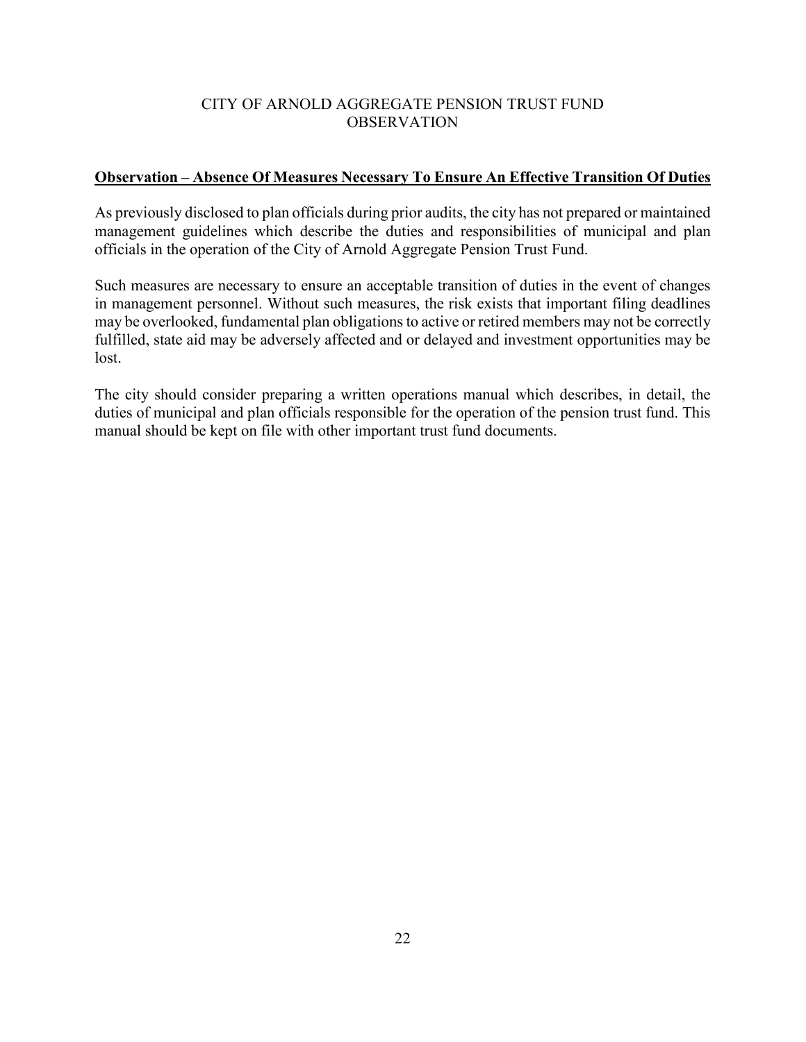# CITY OF ARNOLD AGGREGATE PENSION TRUST FUND
## OBSERVATION

**<u>Observation – Absence Of Measures Necessary To Ensure An Effective Transition Of Duties</u>**

As previously disclosed to plan officials during prior audits, the city has not prepared or maintained management guidelines which describe the duties and responsibilities of municipal and plan officials in the operation of the City of Arnold Aggregate Pension Trust Fund.

Such measures are necessary to ensure an acceptable transition of duties in the event of changes in management personnel. Without such measures, the risk exists that important filing deadlines may be overlooked, fundamental plan obligations to active or retired members may not be correctly fulfilled, state aid may be adversely affected and or delayed and investment opportunities may be lost.

The city should consider preparing a written operations manual which describes, in detail, the duties of municipal and plan officials responsible for the operation of the pension trust fund. This manual should be kept on file with other important trust fund documents.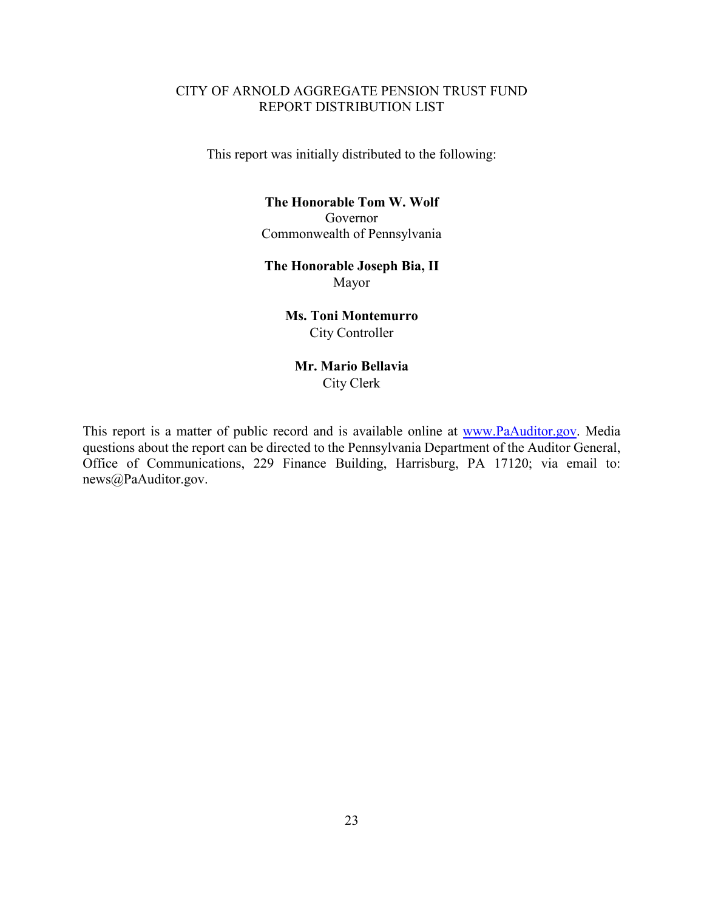# CITY OF ARNOLD AGGREGATE PENSION TRUST FUND
## REPORT DISTRIBUTION LIST

This report was initially distributed to the following:

**The Honorable Tom W. Wolf**
Governor
Commonwealth of Pennsylvania

**The Honorable Joseph Bia, II**
Mayor

**Ms. Toni Montemurro**
City Controller

**Mr. Mario Bellavia**
City Clerk

This report is a matter of public record and is available online at www.PaAuditor.gov. Media questions about the report can be directed to the Pennsylvania Department of the Auditor General, Office of Communications, 229 Finance Building, Harrisburg, PA 17120; via email to: news@PaAuditor.gov.